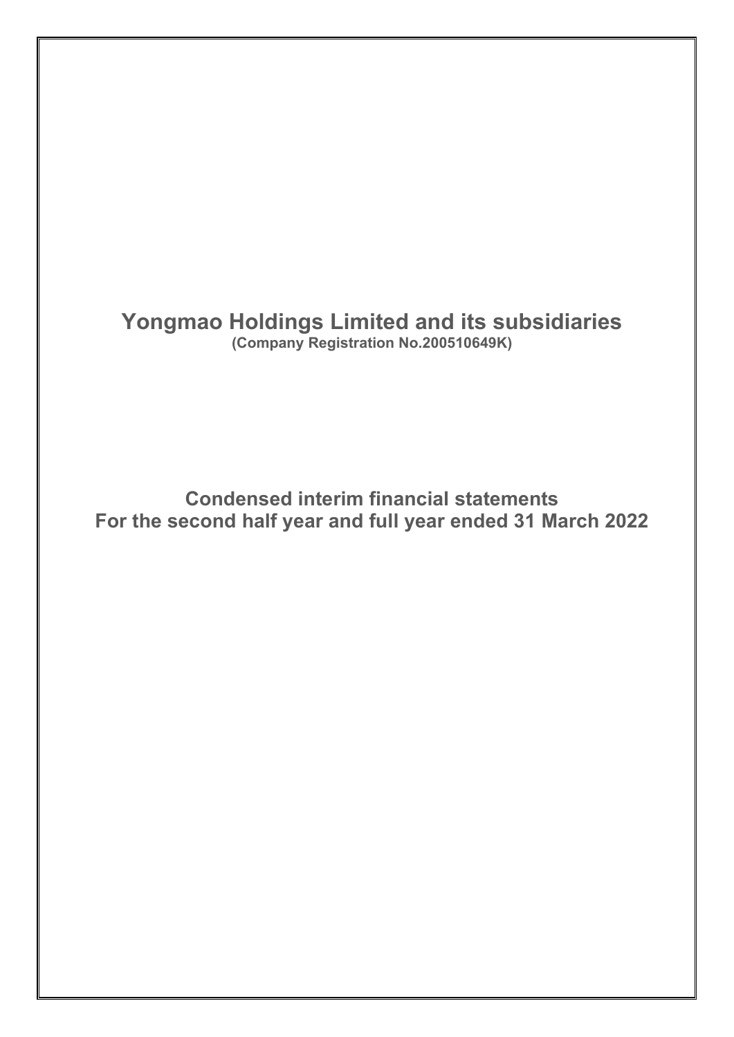# Yongmao Holdings Limited and its subsidiaries

**(Company Registration No.200510649K)**

## Condensed interim financial statements
## For the second half year and full year ended 31 March 2022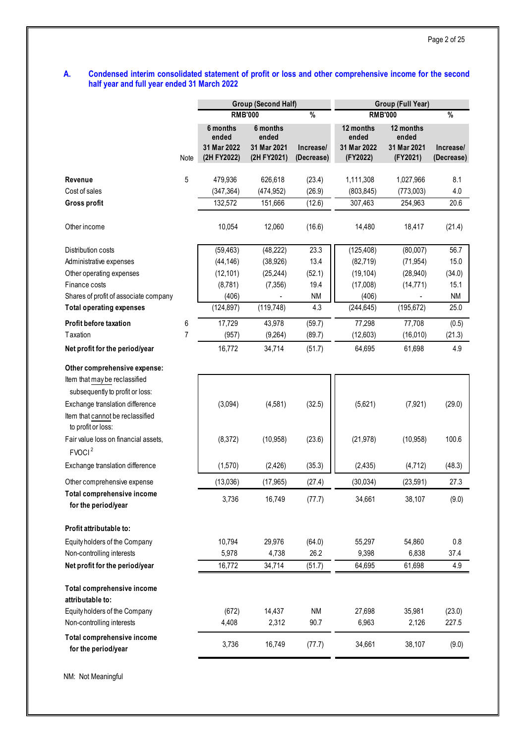## A. Condensed interim consolidated statement of profit or loss and other comprehensive income for the second half year and full year ended 31 March 2022

| | Note | Group (Second Half) | | | Group (Full Year) | | |
|---|---|---|---|---|---|---|---|
| | | RMB'000 | | % | RMB'000 | | % |
| | | 6 months ended 31 Mar 2022 (2H FY2022) | 6 months ended 31 Mar 2021 (2H FY2021) | Increase/ (Decrease) | 12 months ended 31 Mar 2022 (FY2022) | 12 months ended 31 Mar 2021 (FY2021) | Increase/ (Decrease) |
| **Revenue** | 5 | 479,936 | 626,618 | (23.4) | 1,111,308 | 1,027,966 | 8.1 |
| Cost of sales | | (347,364) | (474,952) | (26.9) | (803,845) | (773,003) | 4.0 |
| **Gross profit** | | 132,572 | 151,666 | (12.6) | 307,463 | 254,963 | 20.6 |
| Other income | | 10,054 | 12,060 | (16.6) | 14,480 | 18,417 | (21.4) |
| Distribution costs | | (59,463) | (48,222) | 23.3 | (125,408) | (80,007) | 56.7 |
| Administrative expenses | | (44,146) | (38,926) | 13.4 | (82,719) | (71,954) | 15.0 |
| Other operating expenses | | (12,101) | (25,244) | (52.1) | (19,104) | (28,940) | (34.0) |
| Finance costs | | (8,781) | (7,356) | 19.4 | (17,008) | (14,771) | 15.1 |
| Shares of profit of associate company | | (406) | - | NM | (406) | - | NM |
| **Total operating expenses** | | (124,897) | (119,748) | 4.3 | (244,645) | (195,672) | 25.0 |
| **Profit before taxation** | 6 | 17,729 | 43,978 | (59.7) | 77,298 | 77,708 | (0.5) |
| Taxation | 7 | (957) | (9,264) | (89.7) | (12,603) | (16,010) | (21.3) |
| **Net profit for the period/year** | | 16,772 | 34,714 | (51.7) | 64,695 | 61,698 | 4.9 |
| **Other comprehensive expense:** | | | | | | | |
| Item that <u>may be</u> reclassified subsequently to profit or loss: | | | | | | | |
| Exchange translation difference | | (3,094) | (4,581) | (32.5) | (5,621) | (7,921) | (29.0) |
| Item that <u>cannot</u> be reclassified to profit or loss: | | | | | | | |
| Fair value loss on financial assets, FVOCI[2] | | (8,372) | (10,958) | (23.6) | (21,978) | (10,958) | 100.6 |
| Exchange translation difference | | (1,570) | (2,426) | (35.3) | (2,435) | (4,712) | (48.3) |
| Other comprehensive expense | | (13,036) | (17,965) | (27.4) | (30,034) | (23,591) | 27.3 |
| **Total comprehensive income for the period/year** | | 3,736 | 16,749 | (77.7) | 34,661 | 38,107 | (9.0) |
| **Profit attributable to:** | | | | | | | |
| Equity holders of the Company | | 10,794 | 29,976 | (64.0) | 55,297 | 54,860 | 0.8 |
| Non-controlling interests | | 5,978 | 4,738 | 26.2 | 9,398 | 6,838 | 37.4 |
| **Net profit for the period/year** | | 16,772 | 34,714 | (51.7) | 64,695 | 61,698 | 4.9 |
| **Total comprehensive income attributable to:** | | | | | | | |
| Equity holders of the Company | | (672) | 14,437 | NM | 27,698 | 35,981 | (23.0) |
| Non-controlling interests | | 4,408 | 2,312 | 90.7 | 6,963 | 2,126 | 227.5 |
| **Total comprehensive income for the period/year** | | 3,736 | 16,749 | (77.7) | 34,661 | 38,107 | (9.0) |

NM: Not Meaningful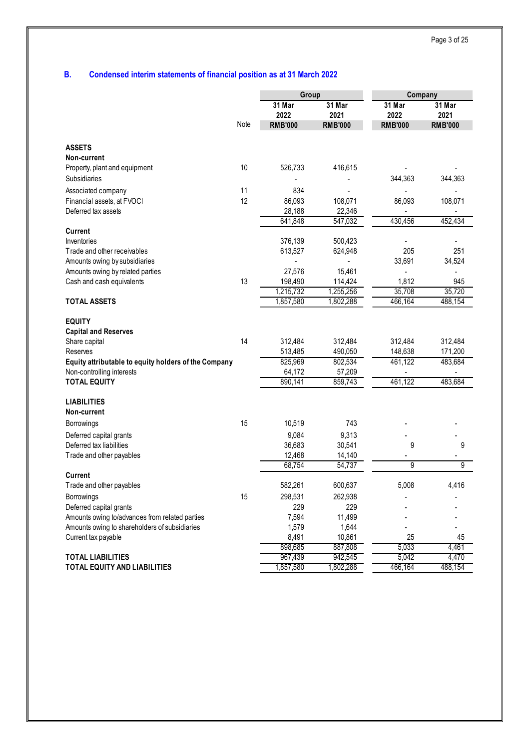## B. Condensed interim statements of financial position as at 31 March 2022

| | Note | Group | | Company | |
|---|---|---|---|---|---|
| | | 31 Mar 2022 | 31 Mar 2021 | 31 Mar 2022 | 31 Mar 2021 |
| | | RMB'000 | RMB'000 | RMB'000 | RMB'000 |
| **ASSETS** | | | | | |
| **Non-current** | | | | | |
| Property, plant and equipment | 10 | 526,733 | 416,615 | - | - |
| Subsidiaries | | - | - | 344,363 | 344,363 |
| Associated company | 11 | 834 | - | - | - |
| Financial assets, at FVOCI | 12 | 86,093 | 108,071 | 86,093 | 108,071 |
| Deferred tax assets | | 28,188 | 22,346 | - | - |
| | | 641,848 | 547,032 | 430,456 | 452,434 |
| **Current** | | | | | |
| Inventories | | 376,139 | 500,423 | - | - |
| Trade and other receivables | | 613,527 | 624,948 | 205 | 251 |
| Amounts owing by subsidiaries | | - | - | 33,691 | 34,524 |
| Amounts owing by related parties | | 27,576 | 15,461 | - | - |
| Cash and cash equivalents | 13 | 198,490 | 114,424 | 1,812 | 945 |
| | | 1,215,732 | 1,255,256 | 35,708 | 35,720 |
| **TOTAL ASSETS** | | 1,857,580 | 1,802,288 | 466,164 | 488,154 |
| **EQUITY** | | | | | |
| **Capital and Reserves** | | | | | |
| Share capital | 14 | 312,484 | 312,484 | 312,484 | 312,484 |
| Reserves | | 513,485 | 490,050 | 148,638 | 171,200 |
| **Equity attributable to equity holders of the Company** | | 825,969 | 802,534 | 461,122 | 483,684 |
| Non-controlling interests | | 64,172 | 57,209 | - | - |
| **TOTAL EQUITY** | | 890,141 | 859,743 | 461,122 | 483,684 |
| **LIABILITIES** | | | | | |
| **Non-current** | | | | | |
| Borrowings | 15 | 10,519 | 743 | - | - |
| Deferred capital grants | | 9,084 | 9,313 | - | - |
| Deferred tax liabilities | | 36,683 | 30,541 | 9 | 9 |
| Trade and other payables | | 12,468 | 14,140 | - | - |
| | | 68,754 | 54,737 | 9 | 9 |
| **Current** | | | | | |
| Trade and other payables | | 582,261 | 600,637 | 5,008 | 4,416 |
| Borrowings | 15 | 298,531 | 262,938 | - | - |
| Deferred capital grants | | 229 | 229 | - | - |
| Amounts owing to/advances from related parties | | 7,594 | 11,499 | - | - |
| Amounts owing to shareholders of subsidiaries | | 1,579 | 1,644 | - | - |
| Current tax payable | | 8,491 | 10,861 | 25 | 45 |
| | | 898,685 | 887,808 | 5,033 | 4,461 |
| **TOTAL LIABILITIES** | | 967,439 | 942,545 | 5,042 | 4,470 |
| **TOTAL EQUITY AND LIABILITIES** | | 1,857,580 | 1,802,288 | 466,164 | 488,154 |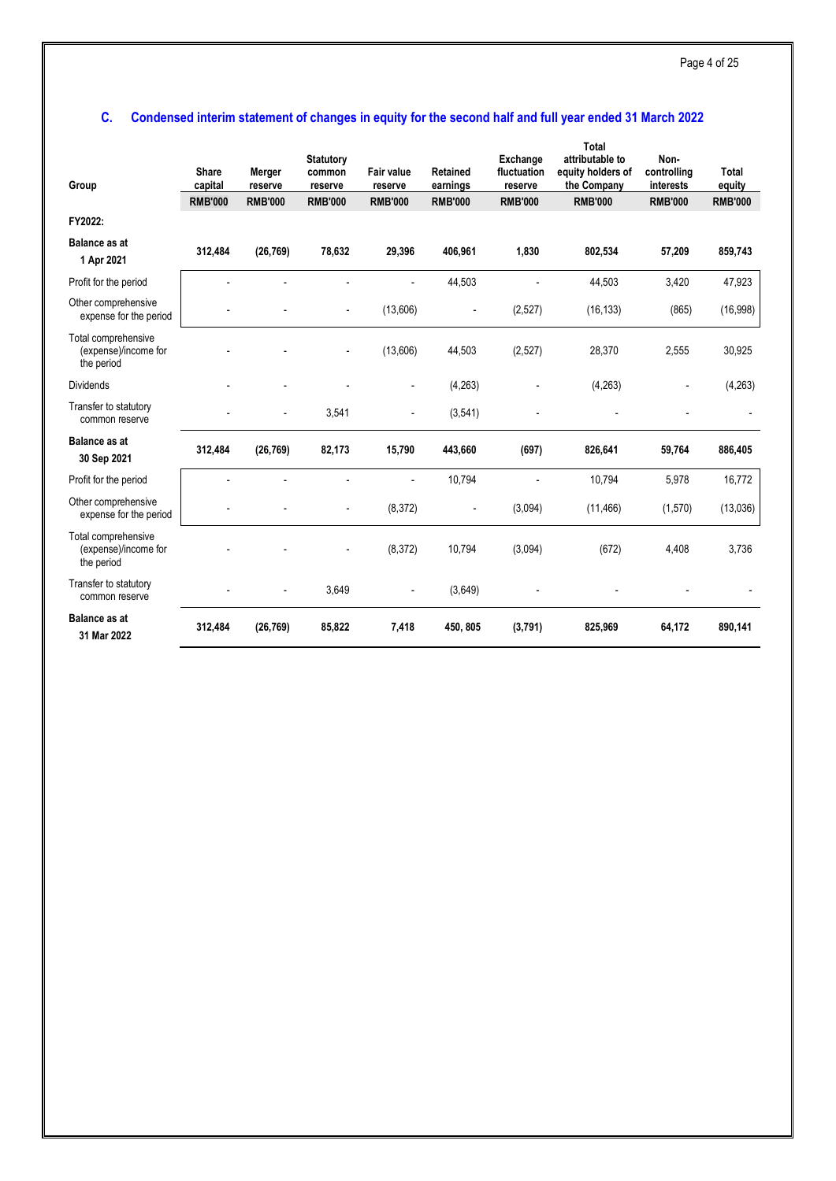## C. Condensed interim statement of changes in equity for the second half and full year ended 31 March 2022

| Group | Share capital | Merger reserve | Statutory common reserve | Fair value reserve | Retained earnings | Exchange fluctuation reserve | Total attributable to equity holders of the Company | Non-controlling interests | Total equity |
|---|---|---|---|---|---|---|---|---|---|
| | **RMB'000** | **RMB'000** | **RMB'000** | **RMB'000** | **RMB'000** | **RMB'000** | **RMB'000** | **RMB'000** | **RMB'000** |
| **FY2022:** | | | | | | | | | |
| **Balance as at 1 Apr 2021** | **312,484** | **(26,769)** | **78,632** | **29,396** | **406,961** | **1,830** | **802,534** | **57,209** | **859,743** |
| Profit for the period | - | - | - | - | 44,503 | - | 44,503 | 3,420 | 47,923 |
| Other comprehensive expense for the period | - | - | - | (13,606) | - | (2,527) | (16,133) | (865) | (16,998) |
| Total comprehensive (expense)/income for the period | - | - | - | (13,606) | 44,503 | (2,527) | 28,370 | 2,555 | 30,925 |
| Dividends | - | - | - | - | (4,263) | - | (4,263) | - | (4,263) |
| Transfer to statutory common reserve | - | - | 3,541 | - | (3,541) | - | - | - | - |
| **Balance as at 30 Sep 2021** | **312,484** | **(26,769)** | **82,173** | **15,790** | **443,660** | **(697)** | **826,641** | **59,764** | **886,405** |
| Profit for the period | - | - | - | - | 10,794 | - | 10,794 | 5,978 | 16,772 |
| Other comprehensive expense for the period | - | - | - | (8,372) | - | (3,094) | (11,466) | (1,570) | (13,036) |
| Total comprehensive (expense)/income for the period | - | - | - | (8,372) | 10,794 | (3,094) | (672) | 4,408 | 3,736 |
| Transfer to statutory common reserve | - | - | 3,649 | - | (3,649) | - | - | - | - |
| **Balance as at 31 Mar 2022** | **312,484** | **(26,769)** | **85,822** | **7,418** | **450, 805** | **(3,791)** | **825,969** | **64,172** | **890,141** |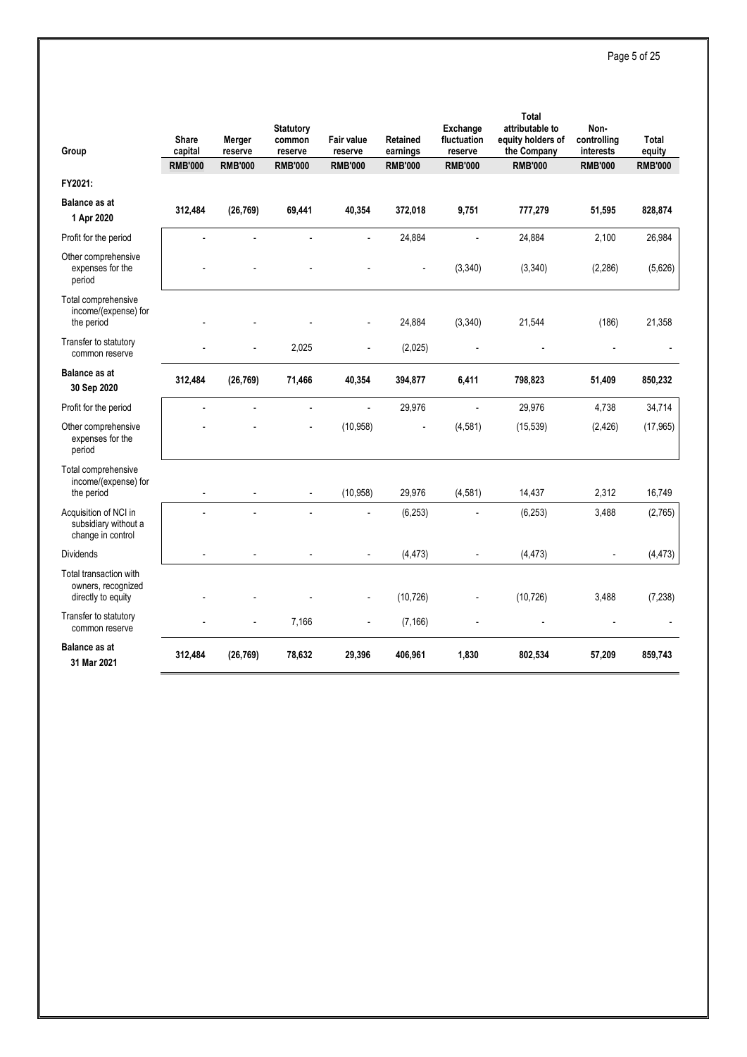| Group | Share capital | Merger reserve | Statutory common reserve | Fair value reserve | Retained earnings | Exchange fluctuation reserve | Total attributable to equity holders of the Company | Non-controlling interests | Total equity |
|---|---|---|---|---|---|---|---|---|---|
| | RMB'000 | RMB'000 | RMB'000 | RMB'000 | RMB'000 | RMB'000 | RMB'000 | RMB'000 | RMB'000 |
| **FY2021:** | | | | | | | | | |
| **Balance as at 1 Apr 2020** | **312,484** | **(26,769)** | **69,441** | **40,354** | **372,018** | **9,751** | **777,279** | **51,595** | **828,874** |
| Profit for the period | - | - | - | - | 24,884 | - | 24,884 | 2,100 | 26,984 |
| Other comprehensive expenses for the period | - | - | - | - | - | (3,340) | (3,340) | (2,286) | (5,626) |
| Total comprehensive income/(expense) for the period | - | - | - | - | 24,884 | (3,340) | 21,544 | (186) | 21,358 |
| Transfer to statutory common reserve | - | - | 2,025 | - | (2,025) | - | - | - | - |
| **Balance as at 30 Sep 2020** | **312,484** | **(26,769)** | **71,466** | **40,354** | **394,877** | **6,411** | **798,823** | **51,409** | **850,232** |
| Profit for the period | - | - | - | - | 29,976 | - | 29,976 | 4,738 | 34,714 |
| Other comprehensive expenses for the period | - | - | - | (10,958) | - | (4,581) | (15,539) | (2,426) | (17,965) |
| Total comprehensive income/(expense) for the period | - | - | - | (10,958) | 29,976 | (4,581) | 14,437 | 2,312 | 16,749 |
| Acquisition of NCI in subsidiary without a change in control | - | - | - | - | (6,253) | - | (6,253) | 3,488 | (2,765) |
| Dividends | - | - | - | - | (4,473) | - | (4,473) | - | (4,473) |
| Total transaction with owners, recognized directly to equity | - | - | - | - | (10,726) | - | (10,726) | 3,488 | (7,238) |
| Transfer to statutory common reserve | - | - | 7,166 | - | (7,166) | - | - | - | - |
| **Balance as at 31 Mar 2021** | **312,484** | **(26,769)** | **78,632** | **29,396** | **406,961** | **1,830** | **802,534** | **57,209** | **859,743** |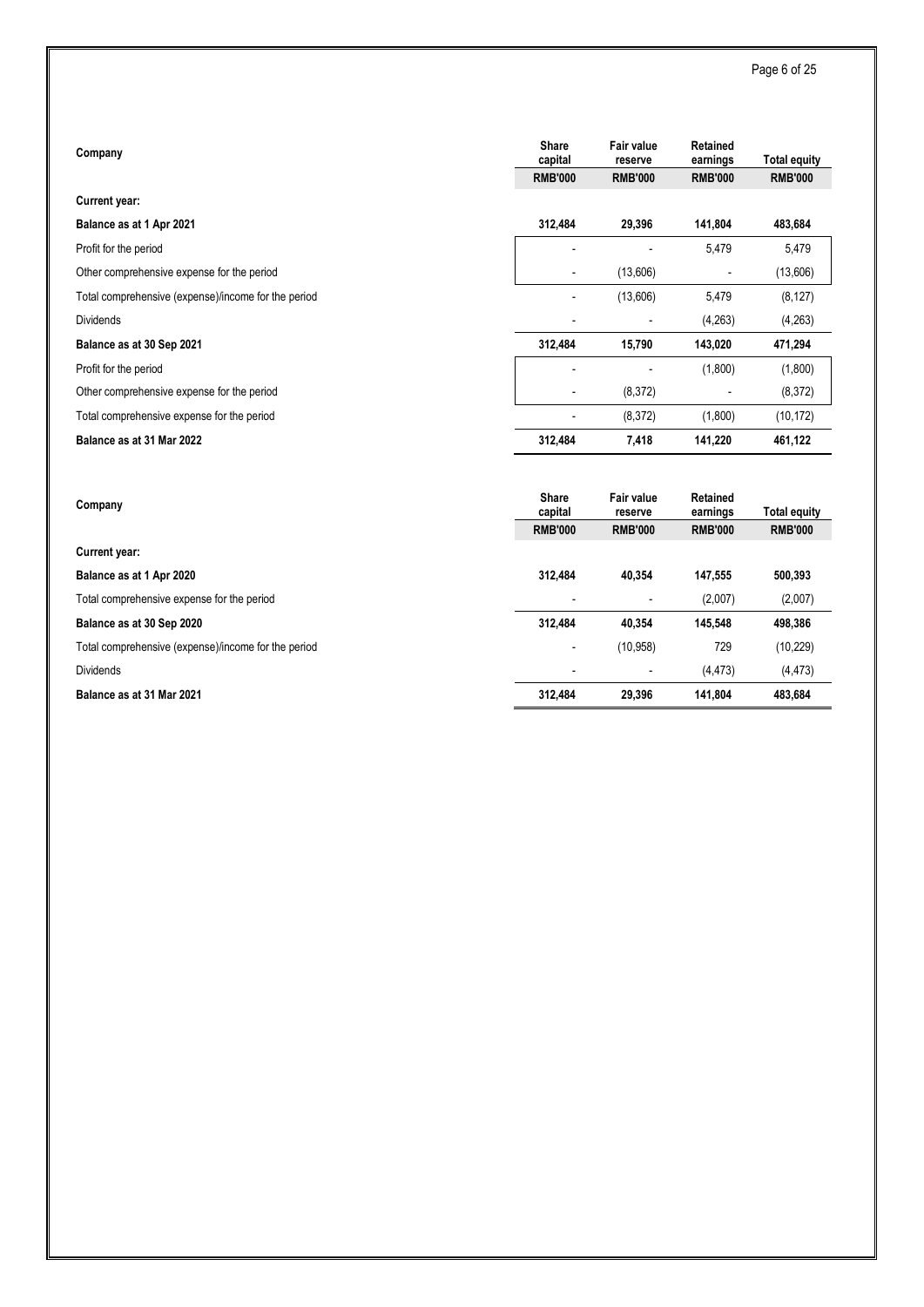| Company | Share capital | Fair value reserve | Retained earnings | Total equity |
|---|---|---|---|---|
| | RMB'000 | RMB'000 | RMB'000 | RMB'000 |
| **Current year:** | | | | |
| **Balance as at 1 Apr 2021** | **312,484** | **29,396** | **141,804** | **483,684** |
| Profit for the period | - | - | 5,479 | 5,479 |
| Other comprehensive expense for the period | - | (13,606) | - | (13,606) |
| Total comprehensive (expense)/income for the period | - | (13,606) | 5,479 | (8,127) |
| Dividends | - | - | (4,263) | (4,263) |
| **Balance as at 30 Sep 2021** | **312,484** | **15,790** | **143,020** | **471,294** |
| Profit for the period | - | - | (1,800) | (1,800) |
| Other comprehensive expense for the period | - | (8,372) | - | (8,372) |
| Total comprehensive expense for the period | - | (8,372) | (1,800) | (10,172) |
| **Balance as at 31 Mar 2022** | **312,484** | **7,418** | **141,220** | **461,122** |

| Company | Share capital | Fair value reserve | Retained earnings | Total equity |
|---|---|---|---|---|
| | RMB'000 | RMB'000 | RMB'000 | RMB'000 |
| **Current year:** | | | | |
| **Balance as at 1 Apr 2020** | **312,484** | **40,354** | **147,555** | **500,393** |
| Total comprehensive expense for the period | - | - | (2,007) | (2,007) |
| **Balance as at 30 Sep 2020** | **312,484** | **40,354** | **145,548** | **498,386** |
| Total comprehensive (expense)/income for the period | - | (10,958) | 729 | (10,229) |
| Dividends | - | - | (4,473) | (4,473) |
| **Balance as at 31 Mar 2021** | **312,484** | **29,396** | **141,804** | **483,684** |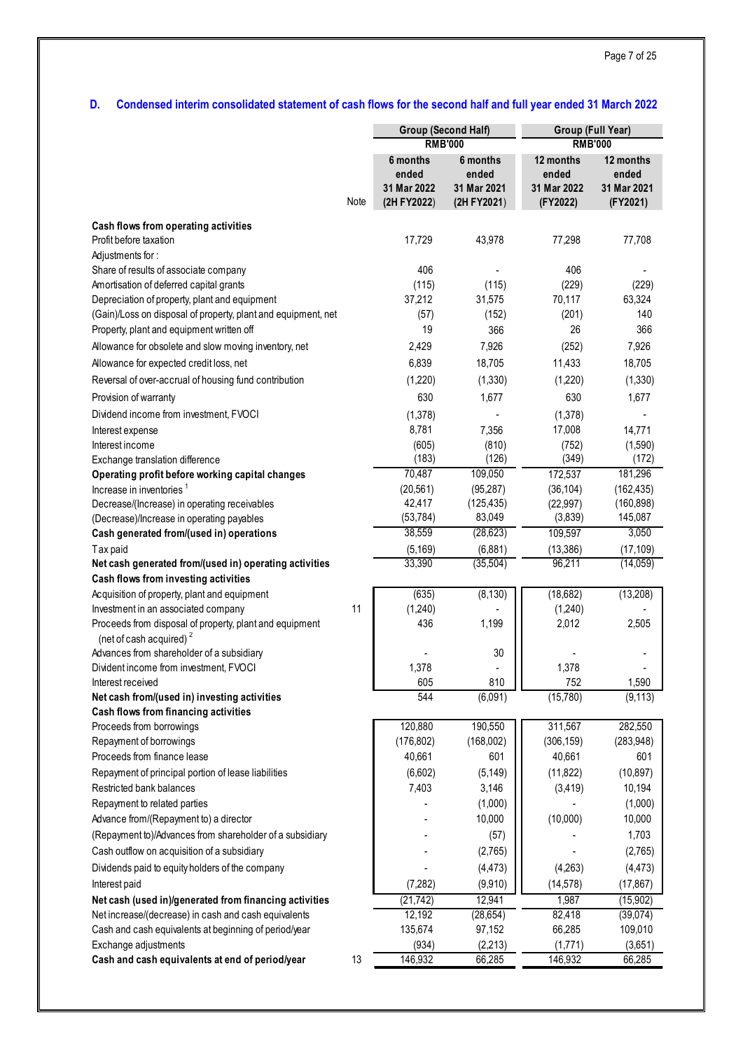## D. Condensed interim consolidated statement of cash flows for the second half and full year ended 31 March 2022

| | Note | Group (Second Half) RMB'000 | | Group (Full Year) RMB'000 | |
|---|---|---|---|---|---|
| | | 6 months ended 31 Mar 2022 (2H FY2022) | 6 months ended 31 Mar 2021 (2H FY2021) | 12 months ended 31 Mar 2022 (FY2022) | 12 months ended 31 Mar 2021 (FY2021) |
| **Cash flows from operating activities** | | | | | |
| Profit before taxation | | 17,729 | 43,978 | 77,298 | 77,708 |
| Adjustments for : | | | | | |
| Share of results of associate company | | 406 | - | 406 | - |
| Amortisation of deferred capital grants | | (115) | (115) | (229) | (229) |
| Depreciation of property, plant and equipment | | 37,212 | 31,575 | 70,117 | 63,324 |
| (Gain)/Loss on disposal of property, plant and equipment, net | | (57) | (152) | (201) | 140 |
| Property, plant and equipment written off | | 19 | 366 | 26 | 366 |
| Allowance for obsolete and slow moving inventory, net | | 2,429 | 7,926 | (252) | 7,926 |
| Allowance for expected credit loss, net | | 6,839 | 18,705 | 11,433 | 18,705 |
| Reversal of over-accrual of housing fund contribution | | (1,220) | (1,330) | (1,220) | (1,330) |
| Provision of warranty | | 630 | 1,677 | 630 | 1,677 |
| Dividend income from investment, FVOCI | | (1,378) | - | (1,378) | - |
| Interest expense | | 8,781 | 7,356 | 17,008 | 14,771 |
| Interest income | | (605) | (810) | (752) | (1,590) |
| Exchange translation difference | | (183) | (126) | (349) | (172) |
| **Operating profit before working capital changes** | | 70,487 | 109,050 | 172,537 | 181,296 |
| Increase in inventories [1] | | (20,561) | (95,287) | (36,104) | (162,435) |
| Decrease/(Increase) in operating receivables | | 42,417 | (125,435) | (22,997) | (160,898) |
| (Decrease)/Increase in operating payables | | (53,784) | 83,049 | (3,839) | 145,087 |
| **Cash generated from/(used in) operations** | | 38,559 | (28,623) | 109,597 | 3,050 |
| Tax paid | | (5,169) | (6,881) | (13,386) | (17,109) |
| **Net cash generated from/(used in) operating activities** | | 33,390 | (35,504) | 96,211 | (14,059) |
| **Cash flows from investing activities** | | | | | |
| Acquisition of property, plant and equipment | | (635) | (8,130) | (18,682) | (13,208) |
| Investment in an associated company | 11 | (1,240) | - | (1,240) | - |
| Proceeds from disposal of property, plant and equipment (net of cash acquired) [2] | | 436 | 1,199 | 2,012 | 2,505 |
| Advances from shareholder of a subsidiary | | - | 30 | - | - |
| Divident income from investment, FVOCI | | 1,378 | - | 1,378 | - |
| Interest received | | 605 | 810 | 752 | 1,590 |
| **Net cash from/(used in) investing activities** | | 544 | (6,091) | (15,780) | (9,113) |
| **Cash flows from financing activities** | | | | | |
| Proceeds from borrowings | | 120,880 | 190,550 | 311,567 | 282,550 |
| Repayment of borrowings | | (176,802) | (168,002) | (306,159) | (283,948) |
| Proceeds from finance lease | | 40,661 | 601 | 40,661 | 601 |
| Repayment of principal portion of lease liabilities | | (6,602) | (5,149) | (11,822) | (10,897) |
| Restricted bank balances | | 7,403 | 3,146 | (3,419) | 10,194 |
| Repayment to related parties | | - | (1,000) | - | (1,000) |
| Advance from/(Repayment to) a director | | - | 10,000 | (10,000) | 10,000 |
| (Repayment to)/Advances from shareholder of a subsidiary | | - | (57) | - | 1,703 |
| Cash outflow on acquisition of a subsidiary | | - | (2,765) | - | (2,765) |
| Dividends paid to equity holders of the company | | - | (4,473) | (4,263) | (4,473) |
| Interest paid | | (7,282) | (9,910) | (14,578) | (17,867) |
| **Net cash (used in)/generated from financing activities** | | (21,742) | 12,941 | 1,987 | (15,902) |
| Net increase/(decrease) in cash and cash equivalents | | 12,192 | (28,654) | 82,418 | (39,074) |
| Cash and cash equivalents at beginning of period/year | | 135,674 | 97,152 | 66,285 | 109,010 |
| Exchange adjustments | | (934) | (2,213) | (1,771) | (3,651) |
| **Cash and cash equivalents at end of period/year** | 13 | 146,932 | 66,285 | 146,932 | 66,285 |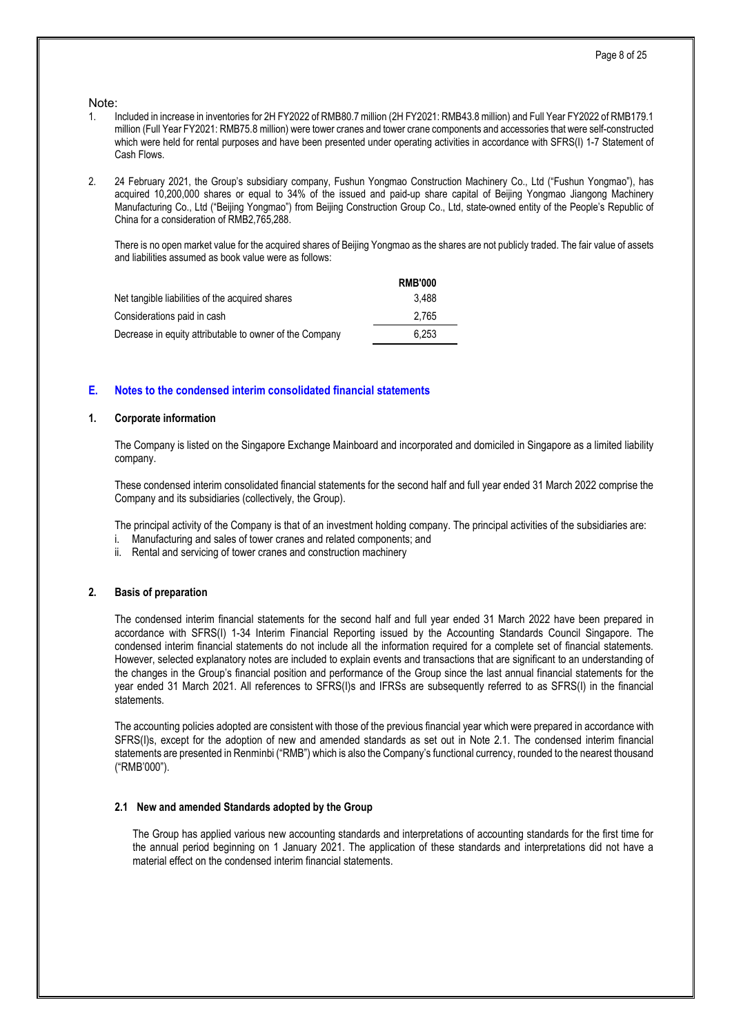Note:

1. Included in increase in inventories for 2H FY2022 of RMB80.7 million (2H FY2021: RMB43.8 million) and Full Year FY2022 of RMB179.1 million (Full Year FY2021: RMB75.8 million) were tower cranes and tower crane components and accessories that were self-constructed which were held for rental purposes and have been presented under operating activities in accordance with SFRS(I) 1-7 Statement of Cash Flows.

2. 24 February 2021, the Group's subsidiary company, Fushun Yongmao Construction Machinery Co., Ltd ("Fushun Yongmao"), has acquired 10,200,000 shares or equal to 34% of the issued and paid-up share capital of Beijing Yongmao Jiangong Machinery Manufacturing Co., Ltd ("Beijing Yongmao") from Beijing Construction Group Co., Ltd, state-owned entity of the People's Republic of China for a consideration of RMB2,765,288.

   There is no open market value for the acquired shares of Beijing Yongmao as the shares are not publicly traded. The fair value of assets and liabilities assumed as book value were as follows:

| | RMB'000 |
|---|---|
| Net tangible liabilities of the acquired shares | 3,488 |
| Considerations paid in cash | 2,765 |
| Decrease in equity attributable to owner of the Company | 6,253 |

## E. Notes to the condensed interim consolidated financial statements

### 1. Corporate information

The Company is listed on the Singapore Exchange Mainboard and incorporated and domiciled in Singapore as a limited liability company.

These condensed interim consolidated financial statements for the second half and full year ended 31 March 2022 comprise the Company and its subsidiaries (collectively, the Group).

The principal activity of the Company is that of an investment holding company. The principal activities of the subsidiaries are:

i. Manufacturing and sales of tower cranes and related components; and
ii. Rental and servicing of tower cranes and construction machinery

### 2. Basis of preparation

The condensed interim financial statements for the second half and full year ended 31 March 2022 have been prepared in accordance with SFRS(I) 1-34 Interim Financial Reporting issued by the Accounting Standards Council Singapore. The condensed interim financial statements do not include all the information required for a complete set of financial statements. However, selected explanatory notes are included to explain events and transactions that are significant to an understanding of the changes in the Group's financial position and performance of the Group since the last annual financial statements for the year ended 31 March 2021. All references to SFRS(I)s and IFRSs are subsequently referred to as SFRS(I) in the financial statements.

The accounting policies adopted are consistent with those of the previous financial year which were prepared in accordance with SFRS(I)s, except for the adoption of new and amended standards as set out in Note 2.1. The condensed interim financial statements are presented in Renminbi ("RMB") which is also the Company's functional currency, rounded to the nearest thousand ("RMB'000").

#### 2.1 New and amended Standards adopted by the Group

The Group has applied various new accounting standards and interpretations of accounting standards for the first time for the annual period beginning on 1 January 2021. The application of these standards and interpretations did not have a material effect on the condensed interim financial statements.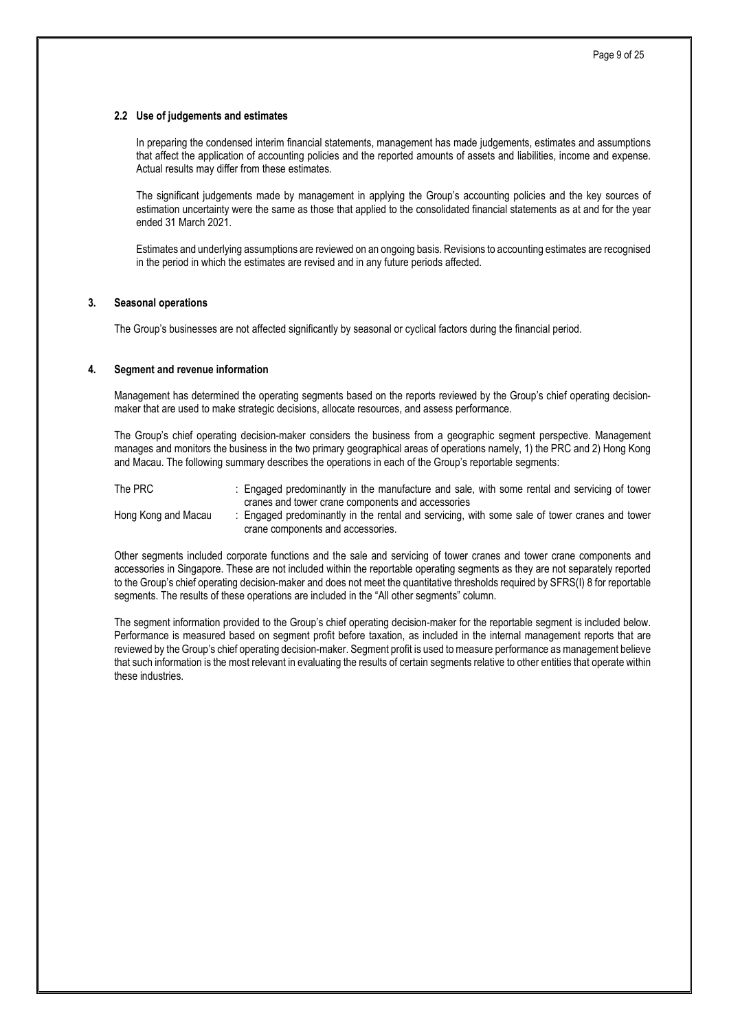### 2.2 Use of judgements and estimates

In preparing the condensed interim financial statements, management has made judgements, estimates and assumptions that affect the application of accounting policies and the reported amounts of assets and liabilities, income and expense. Actual results may differ from these estimates.

The significant judgements made by management in applying the Group's accounting policies and the key sources of estimation uncertainty were the same as those that applied to the consolidated financial statements as at and for the year ended 31 March 2021.

Estimates and underlying assumptions are reviewed on an ongoing basis. Revisions to accounting estimates are recognised in the period in which the estimates are revised and in any future periods affected.

## 3. Seasonal operations

The Group's businesses are not affected significantly by seasonal or cyclical factors during the financial period.

## 4. Segment and revenue information

Management has determined the operating segments based on the reports reviewed by the Group's chief operating decision-maker that are used to make strategic decisions, allocate resources, and assess performance.

The Group's chief operating decision-maker considers the business from a geographic segment perspective. Management manages and monitors the business in the two primary geographical areas of operations namely, 1) the PRC and 2) Hong Kong and Macau. The following summary describes the operations in each of the Group's reportable segments:

| | |
|---|---|
| The PRC | : Engaged predominantly in the manufacture and sale, with some rental and servicing of tower cranes and tower crane components and accessories |
| Hong Kong and Macau | : Engaged predominantly in the rental and servicing, with some sale of tower cranes and tower crane components and accessories. |

Other segments included corporate functions and the sale and servicing of tower cranes and tower crane components and accessories in Singapore. These are not included within the reportable operating segments as they are not separately reported to the Group's chief operating decision-maker and does not meet the quantitative thresholds required by SFRS(I) 8 for reportable segments. The results of these operations are included in the "All other segments" column.

The segment information provided to the Group's chief operating decision-maker for the reportable segment is included below. Performance is measured based on segment profit before taxation, as included in the internal management reports that are reviewed by the Group's chief operating decision-maker. Segment profit is used to measure performance as management believe that such information is the most relevant in evaluating the results of certain segments relative to other entities that operate within these industries.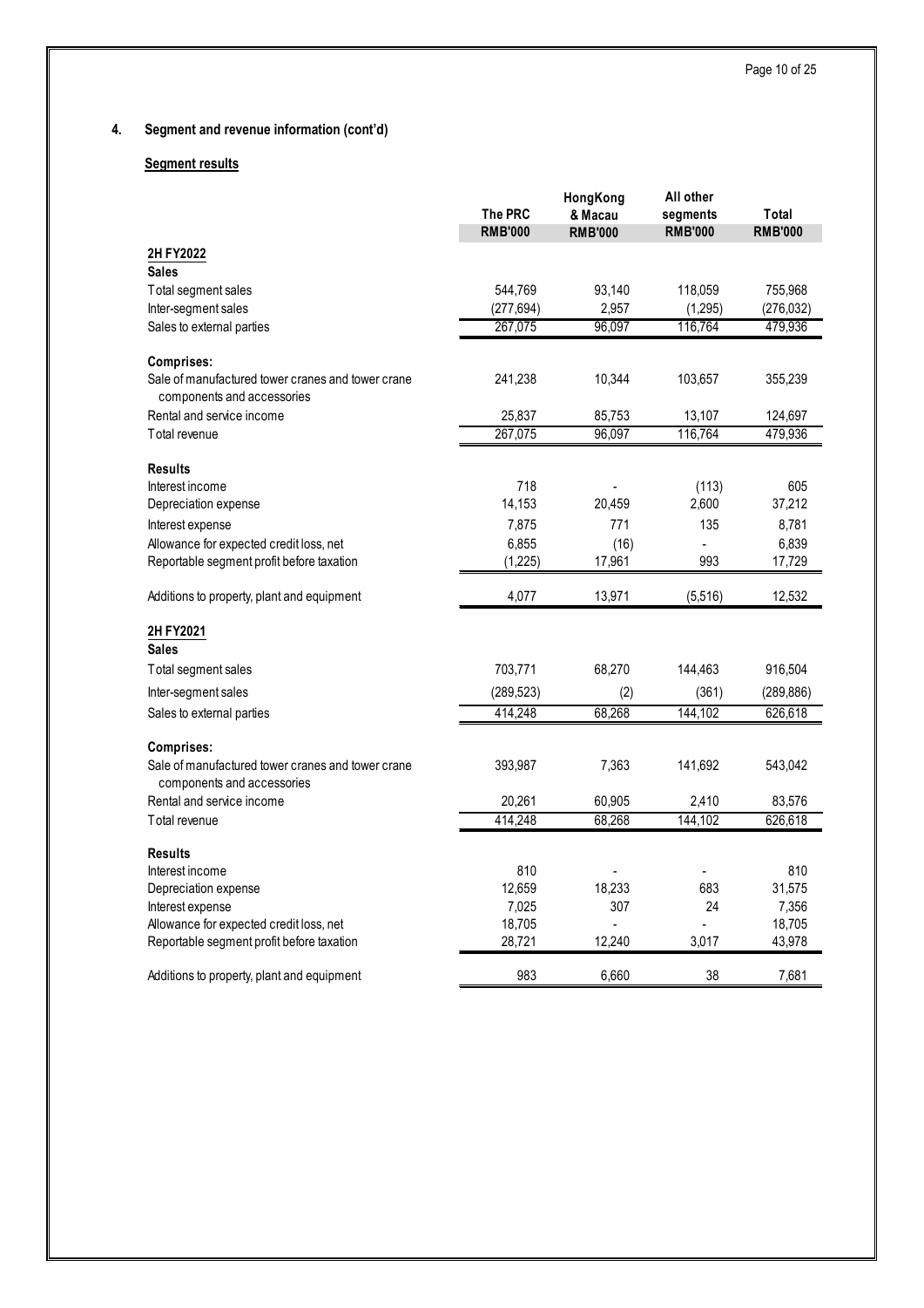## 4. Segment and revenue information (cont'd)

### Segment results

| | The PRC | HongKong & Macau | All other segments | Total |
|---|---|---|---|---|
| | RMB'000 | RMB'000 | RMB'000 | RMB'000 |
| **2H FY2022** | | | | |
| **Sales** | | | | |
| Total segment sales | 544,769 | 93,140 | 118,059 | 755,968 |
| Inter-segment sales | (277,694) | 2,957 | (1,295) | (276,032) |
| Sales to external parties | 267,075 | 96,097 | 116,764 | 479,936 |
| **Comprises:** | | | | |
| Sale of manufactured tower cranes and tower crane components and accessories | 241,238 | 10,344 | 103,657 | 355,239 |
| Rental and service income | 25,837 | 85,753 | 13,107 | 124,697 |
| Total revenue | 267,075 | 96,097 | 116,764 | 479,936 |
| **Results** | | | | |
| Interest income | 718 | - | (113) | 605 |
| Depreciation expense | 14,153 | 20,459 | 2,600 | 37,212 |
| Interest expense | 7,875 | 771 | 135 | 8,781 |
| Allowance for expected credit loss, net | 6,855 | (16) | - | 6,839 |
| Reportable segment profit before taxation | (1,225) | 17,961 | 993 | 17,729 |
| Additions to property, plant and equipment | 4,077 | 13,971 | (5,516) | 12,532 |
| **2H FY2021** | | | | |
| **Sales** | | | | |
| Total segment sales | 703,771 | 68,270 | 144,463 | 916,504 |
| Inter-segment sales | (289,523) | (2) | (361) | (289,886) |
| Sales to external parties | 414,248 | 68,268 | 144,102 | 626,618 |
| **Comprises:** | | | | |
| Sale of manufactured tower cranes and tower crane components and accessories | 393,987 | 7,363 | 141,692 | 543,042 |
| Rental and service income | 20,261 | 60,905 | 2,410 | 83,576 |
| Total revenue | 414,248 | 68,268 | 144,102 | 626,618 |
| **Results** | | | | |
| Interest income | 810 | - | - | 810 |
| Depreciation expense | 12,659 | 18,233 | 683 | 31,575 |
| Interest expense | 7,025 | 307 | 24 | 7,356 |
| Allowance for expected credit loss, net | 18,705 | - | - | 18,705 |
| Reportable segment profit before taxation | 28,721 | 12,240 | 3,017 | 43,978 |
| Additions to property, plant and equipment | 983 | 6,660 | 38 | 7,681 |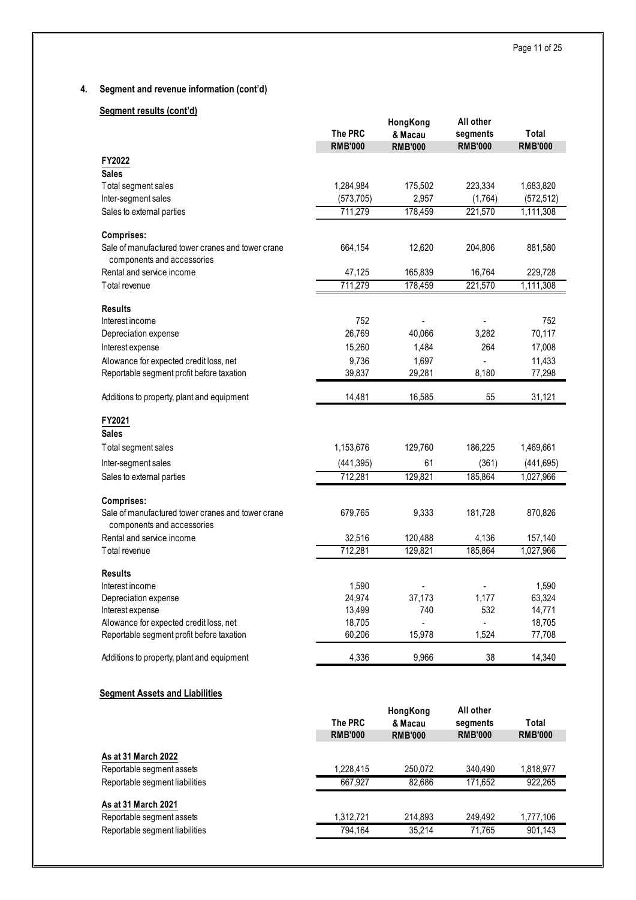## 4. Segment and revenue information (cont'd)

**Segment results (cont'd)**

| | The PRC | HongKong & Macau | All other segments | Total |
|---|---|---|---|---|
| | RMB'000 | RMB'000 | RMB'000 | RMB'000 |
| **FY2022** | | | | |
| **Sales** | | | | |
| Total segment sales | 1,284,984 | 175,502 | 223,334 | 1,683,820 |
| Inter-segment sales | (573,705) | 2,957 | (1,764) | (572,512) |
| Sales to external parties | 711,279 | 178,459 | 221,570 | 1,111,308 |
| **Comprises:** | | | | |
| Sale of manufactured tower cranes and tower crane components and accessories | 664,154 | 12,620 | 204,806 | 881,580 |
| Rental and service income | 47,125 | 165,839 | 16,764 | 229,728 |
| Total revenue | 711,279 | 178,459 | 221,570 | 1,111,308 |
| **Results** | | | | |
| Interest income | 752 | - | - | 752 |
| Depreciation expense | 26,769 | 40,066 | 3,282 | 70,117 |
| Interest expense | 15,260 | 1,484 | 264 | 17,008 |
| Allowance for expected credit loss, net | 9,736 | 1,697 | - | 11,433 |
| Reportable segment profit before taxation | 39,837 | 29,281 | 8,180 | 77,298 |
| Additions to property, plant and equipment | 14,481 | 16,585 | 55 | 31,121 |
| **FY2021** | | | | |
| **Sales** | | | | |
| Total segment sales | 1,153,676 | 129,760 | 186,225 | 1,469,661 |
| Inter-segment sales | (441,395) | 61 | (361) | (441,695) |
| Sales to external parties | 712,281 | 129,821 | 185,864 | 1,027,966 |
| **Comprises:** | | | | |
| Sale of manufactured tower cranes and tower crane components and accessories | 679,765 | 9,333 | 181,728 | 870,826 |
| Rental and service income | 32,516 | 120,488 | 4,136 | 157,140 |
| Total revenue | 712,281 | 129,821 | 185,864 | 1,027,966 |
| **Results** | | | | |
| Interest income | 1,590 | - | - | 1,590 |
| Depreciation expense | 24,974 | 37,173 | 1,177 | 63,324 |
| Interest expense | 13,499 | 740 | 532 | 14,771 |
| Allowance for expected credit loss, net | 18,705 | - | - | 18,705 |
| Reportable segment profit before taxation | 60,206 | 15,978 | 1,524 | 77,708 |
| Additions to property, plant and equipment | 4,336 | 9,966 | 38 | 14,340 |

**Segment Assets and Liabilities**

| | The PRC | HongKong & Macau | All other segments | Total |
|---|---|---|---|---|
| | RMB'000 | RMB'000 | RMB'000 | RMB'000 |
| **As at 31 March 2022** | | | | |
| Reportable segment assets | 1,228,415 | 250,072 | 340,490 | 1,818,977 |
| Reportable segment liabilities | 667,927 | 82,686 | 171,652 | 922,265 |
| **As at 31 March 2021** | | | | |
| Reportable segment assets | 1,312,721 | 214,893 | 249,492 | 1,777,106 |
| Reportable segment liabilities | 794,164 | 35,214 | 71,765 | 901,143 |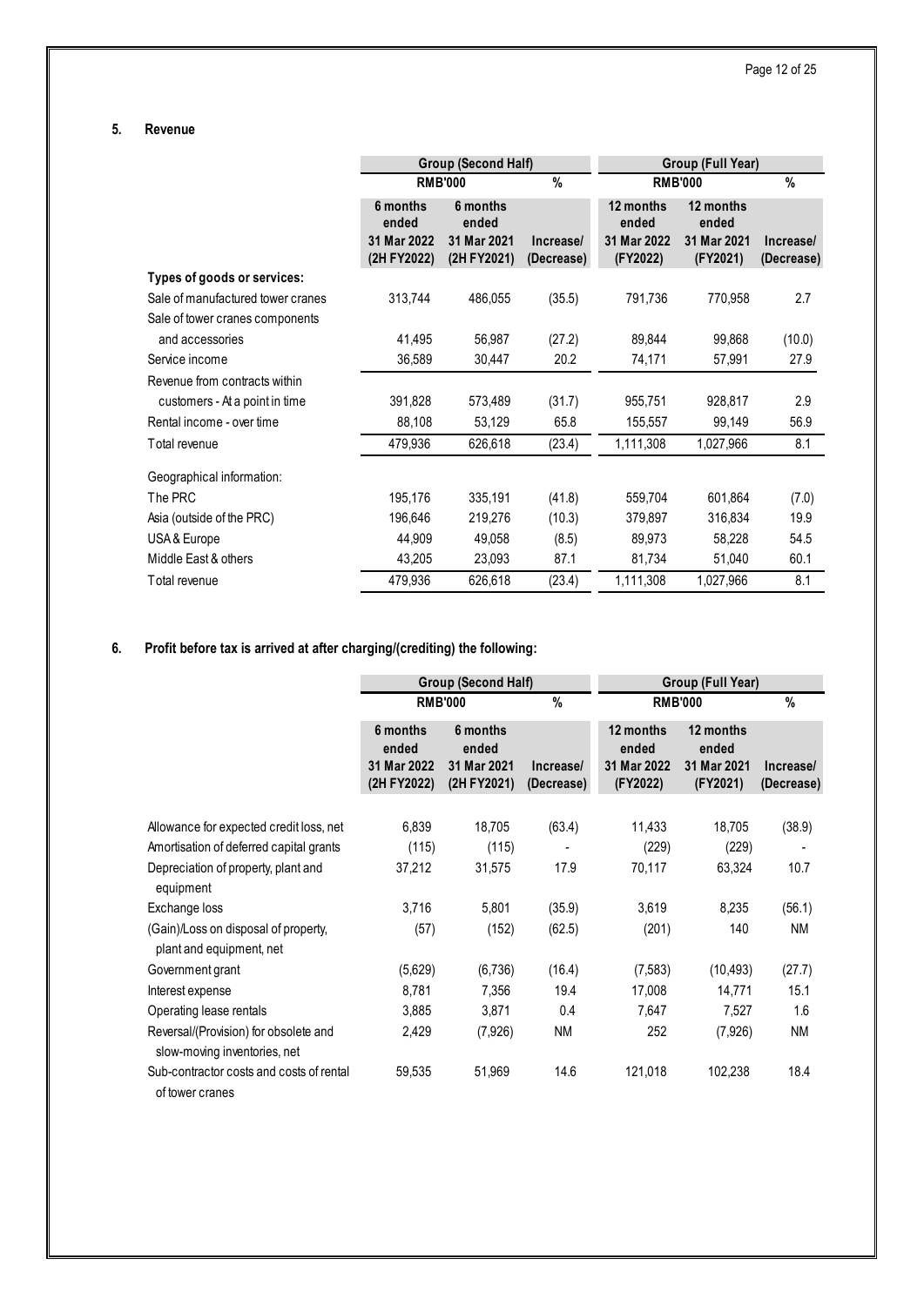## 5. Revenue

| | Group (Second Half) | | | Group (Full Year) | | |
|---|---|---|---|---|---|---|
| | RMB'000 | | % | RMB'000 | | % |
| | 6 months ended 31 Mar 2022 (2H FY2022) | 6 months ended 31 Mar 2021 (2H FY2021) | Increase/ (Decrease) | 12 months ended 31 Mar 2022 (FY2022) | 12 months ended 31 Mar 2021 (FY2021) | Increase/ (Decrease) |
| **Types of goods or services:** | | | | | | |
| Sale of manufactured tower cranes | 313,744 | 486,055 | (35.5) | 791,736 | 770,958 | 2.7 |
| Sale of tower cranes components and accessories | 41,495 | 56,987 | (27.2) | 89,844 | 99,868 | (10.0) |
| Service income | 36,589 | 30,447 | 20.2 | 74,171 | 57,991 | 27.9 |
| Revenue from contracts within customers - At a point in time | 391,828 | 573,489 | (31.7) | 955,751 | 928,817 | 2.9 |
| Rental income - over time | 88,108 | 53,129 | 65.8 | 155,557 | 99,149 | 56.9 |
| Total revenue | 479,936 | 626,618 | (23.4) | 1,111,308 | 1,027,966 | 8.1 |
| Geographical information: | | | | | | |
| The PRC | 195,176 | 335,191 | (41.8) | 559,704 | 601,864 | (7.0) |
| Asia (outside of the PRC) | 196,646 | 219,276 | (10.3) | 379,897 | 316,834 | 19.9 |
| USA & Europe | 44,909 | 49,058 | (8.5) | 89,973 | 58,228 | 54.5 |
| Middle East & others | 43,205 | 23,093 | 87.1 | 81,734 | 51,040 | 60.1 |
| Total revenue | 479,936 | 626,618 | (23.4) | 1,111,308 | 1,027,966 | 8.1 |

## 6. Profit before tax is arrived at after charging/(crediting) the following:

| | Group (Second Half) | | | Group (Full Year) | | |
|---|---|---|---|---|---|---|
| | RMB'000 | | % | RMB'000 | | % |
| | 6 months ended 31 Mar 2022 (2H FY2022) | 6 months ended 31 Mar 2021 (2H FY2021) | Increase/ (Decrease) | 12 months ended 31 Mar 2022 (FY2022) | 12 months ended 31 Mar 2021 (FY2021) | Increase/ (Decrease) |
| Allowance for expected credit loss, net | 6,839 | 18,705 | (63.4) | 11,433 | 18,705 | (38.9) |
| Amortisation of deferred capital grants | (115) | (115) | - | (229) | (229) | - |
| Depreciation of property, plant and equipment | 37,212 | 31,575 | 17.9 | 70,117 | 63,324 | 10.7 |
| Exchange loss | 3,716 | 5,801 | (35.9) | 3,619 | 8,235 | (56.1) |
| (Gain)/Loss on disposal of property, plant and equipment, net | (57) | (152) | (62.5) | (201) | 140 | NM |
| Government grant | (5,629) | (6,736) | (16.4) | (7,583) | (10,493) | (27.7) |
| Interest expense | 8,781 | 7,356 | 19.4 | 17,008 | 14,771 | 15.1 |
| Operating lease rentals | 3,885 | 3,871 | 0.4 | 7,647 | 7,527 | 1.6 |
| Reversal/(Provision) for obsolete and slow-moving inventories, net | 2,429 | (7,926) | NM | 252 | (7,926) | NM |
| Sub-contractor costs and costs of rental of tower cranes | 59,535 | 51,969 | 14.6 | 121,018 | 102,238 | 18.4 |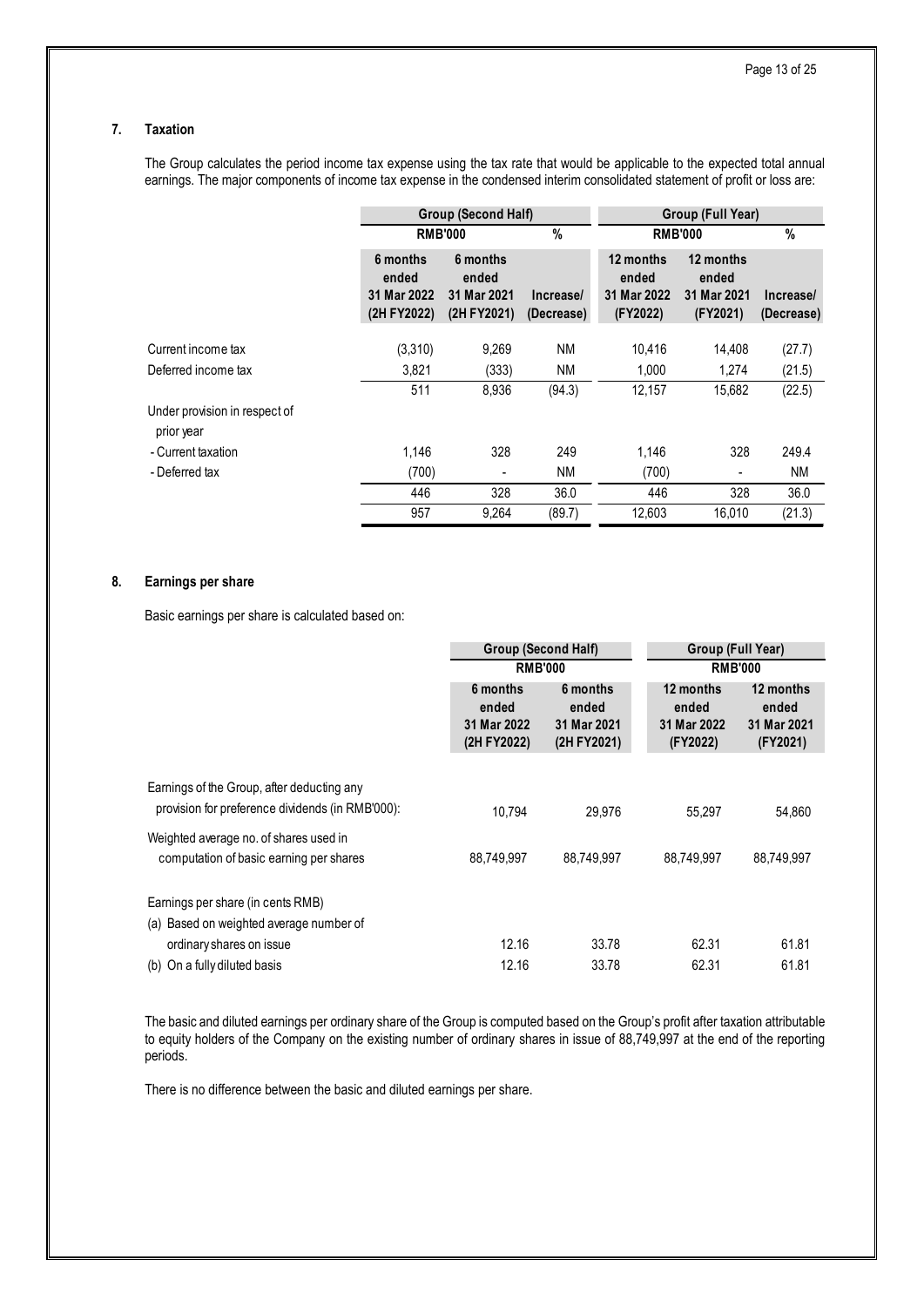## 7. Taxation

The Group calculates the period income tax expense using the tax rate that would be applicable to the expected total annual earnings. The major components of income tax expense in the condensed interim consolidated statement of profit or loss are:

| | Group (Second Half) | | | Group (Full Year) | | |
|---|---|---|---|---|---|---|
| | RMB'000 | | % | RMB'000 | | % |
| | 6 months ended 31 Mar 2022 (2H FY2022) | 6 months ended 31 Mar 2021 (2H FY2021) | Increase/ (Decrease) | 12 months ended 31 Mar 2022 (FY2022) | 12 months ended 31 Mar 2021 (FY2021) | Increase/ (Decrease) |
| Current income tax | (3,310) | 9,269 | NM | 10,416 | 14,408 | (27.7) |
| Deferred income tax | 3,821 | (333) | NM | 1,000 | 1,274 | (21.5) |
| | 511 | 8,936 | (94.3) | 12,157 | 15,682 | (22.5) |
| Under provision in respect of prior year | | | | | | |
| - Current taxation | 1,146 | 328 | 249 | 1,146 | 328 | 249.4 |
| - Deferred tax | (700) | - | NM | (700) | - | NM |
| | 446 | 328 | 36.0 | 446 | 328 | 36.0 |
| | 957 | 9,264 | (89.7) | 12,603 | 16,010 | (21.3) |

## 8. Earnings per share

Basic earnings per share is calculated based on:

| | Group (Second Half) | | Group (Full Year) | |
|---|---|---|---|---|
| | RMB'000 | | RMB'000 | |
| | 6 months ended 31 Mar 2022 (2H FY2022) | 6 months ended 31 Mar 2021 (2H FY2021) | 12 months ended 31 Mar 2022 (FY2022) | 12 months ended 31 Mar 2021 (FY2021) |
| Earnings of the Group, after deducting any provision for preference dividends (in RMB'000): | 10,794 | 29,976 | 55,297 | 54,860 |
| Weighted average no. of shares used in computation of basic earning per shares | 88,749,997 | 88,749,997 | 88,749,997 | 88,749,997 |
| Earnings per share (in cents RMB) | | | | |
| (a) Based on weighted average number of ordinary shares on issue | 12.16 | 33.78 | 62.31 | 61.81 |
| (b) On a fully diluted basis | 12.16 | 33.78 | 62.31 | 61.81 |

The basic and diluted earnings per ordinary share of the Group is computed based on the Group's profit after taxation attributable to equity holders of the Company on the existing number of ordinary shares in issue of 88,749,997 at the end of the reporting periods.

There is no difference between the basic and diluted earnings per share.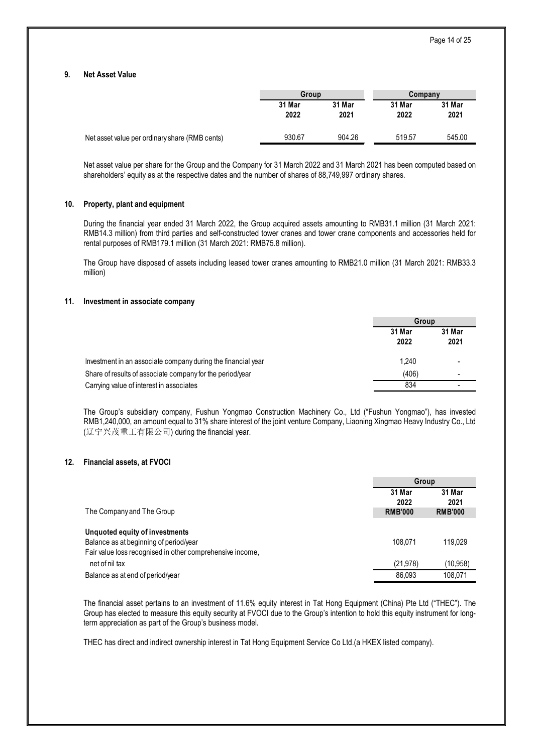## 9. Net Asset Value

| | Group | | Company | |
|---|---|---|---|---|
| | 31 Mar 2022 | 31 Mar 2021 | 31 Mar 2022 | 31 Mar 2021 |
| Net asset value per ordinary share (RMB cents) | 930.67 | 904.26 | 519.57 | 545.00 |

Net asset value per share for the Group and the Company for 31 March 2022 and 31 March 2021 has been computed based on shareholders' equity as at the respective dates and the number of shares of 88,749,997 ordinary shares.

## 10. Property, plant and equipment

During the financial year ended 31 March 2022, the Group acquired assets amounting to RMB31.1 million (31 March 2021: RMB14.3 million) from third parties and self-constructed tower cranes and tower crane components and accessories held for rental purposes of RMB179.1 million (31 March 2021: RMB75.8 million).

The Group have disposed of assets including leased tower cranes amounting to RMB21.0 million (31 March 2021: RMB33.3 million)

## 11. Investment in associate company

| | Group | |
|---|---|---|
| | 31 Mar 2022 | 31 Mar 2021 |
| Investment in an associate company during the financial year | 1,240 | - |
| Share of results of associate company for the period/year | (406) | - |
| Carrying value of interest in associates | 834 | - |

The Group's subsidiary company, Fushun Yongmao Construction Machinery Co., Ltd ("Fushun Yongmao"), has invested RMB1,240,000, an amount equal to 31% share interest of the joint venture Company, Liaoning Xingmao Heavy Industry Co., Ltd (辽宁兴茂重工有限公司) during the financial year.

## 12. Financial assets, at FVOCI

| | Group | |
|---|---|---|
| | 31 Mar 2022 | 31 Mar 2021 |
| The Company and The Group | **RMB'000** | **RMB'000** |
| **Unquoted equity of investments** | | |
| Balance as at beginning of period/year | 108,071 | 119,029 |
| Fair value loss recognised in other comprehensive income, net of nil tax | (21,978) | (10,958) |
| Balance as at end of period/year | 86,093 | 108,071 |

The financial asset pertains to an investment of 11.6% equity interest in Tat Hong Equipment (China) Pte Ltd ("THEC"). The Group has elected to measure this equity security at FVOCI due to the Group's intention to hold this equity instrument for long-term appreciation as part of the Group's business model.

THEC has direct and indirect ownership interest in Tat Hong Equipment Service Co Ltd.(a HKEX listed company).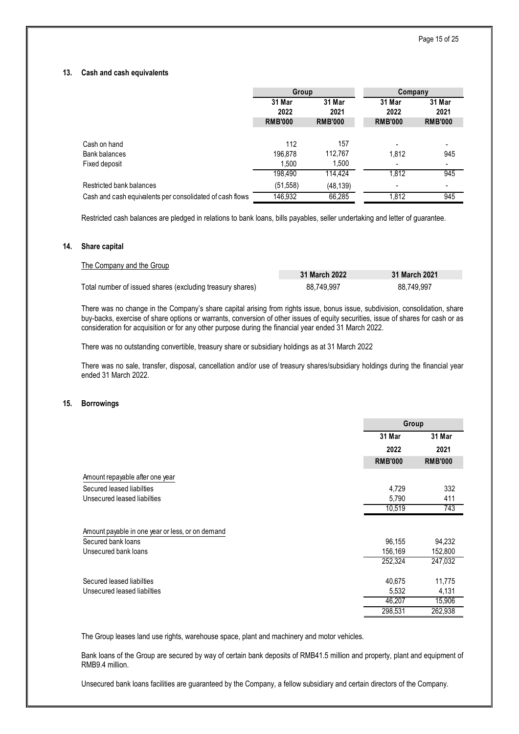## 13. Cash and cash equivalents

| | Group | | Company | |
|---|---|---|---|---|
| | 31 Mar 2022 | 31 Mar 2021 | 31 Mar 2022 | 31 Mar 2021 |
| | RMB'000 | RMB'000 | RMB'000 | RMB'000 |
| Cash on hand | 112 | 157 | - | - |
| Bank balances | 196,878 | 112,767 | 1,812 | 945 |
| Fixed deposit | 1,500 | 1,500 | - | - |
| | 198,490 | 114,424 | 1,812 | 945 |
| Restricted bank balances | (51,558) | (48,139) | - | - |
| Cash and cash equivalents per consolidated of cash flows | 146,932 | 66,285 | 1,812 | 945 |

Restricted cash balances are pledged in relations to bank loans, bills payables, seller undertaking and letter of guarantee.

## 14. Share capital

The Company and the Group

| | 31 March 2022 | 31 March 2021 |
|---|---|---|
| Total number of issued shares (excluding treasury shares) | 88,749,997 | 88,749,997 |

There was no change in the Company's share capital arising from rights issue, bonus issue, subdivision, consolidation, share buy-backs, exercise of share options or warrants, conversion of other issues of equity securities, issue of shares for cash or as consideration for acquisition or for any other purpose during the financial year ended 31 March 2022.

There was no outstanding convertible, treasury share or subsidiary holdings as at 31 March 2022

There was no sale, transfer, disposal, cancellation and/or use of treasury shares/subsidiary holdings during the financial year ended 31 March 2022.

## 15. Borrowings

| | Group | |
|---|---|---|
| | 31 Mar 2022 | 31 Mar 2021 |
| | RMB'000 | RMB'000 |
| Amount repayable after one year | | |
| Secured leased liabilties | 4,729 | 332 |
| Unsecured leased liabilties | 5,790 | 411 |
| | 10,519 | 743 |
| Amount payable in one year or less, or on demand | | |
| Secured bank loans | 96,155 | 94,232 |
| Unsecured bank loans | 156,169 | 152,800 |
| | 252,324 | 247,032 |
| Secured leased liabilties | 40,675 | 11,775 |
| Unsecured leased liabilties | 5,532 | 4,131 |
| | 46,207 | 15,906 |
| | 298,531 | 262,938 |

The Group leases land use rights, warehouse space, plant and machinery and motor vehicles.

Bank loans of the Group are secured by way of certain bank deposits of RMB41.5 million and property, plant and equipment of RMB9.4 million.

Unsecured bank loans facilities are guaranteed by the Company, a fellow subsidiary and certain directors of the Company.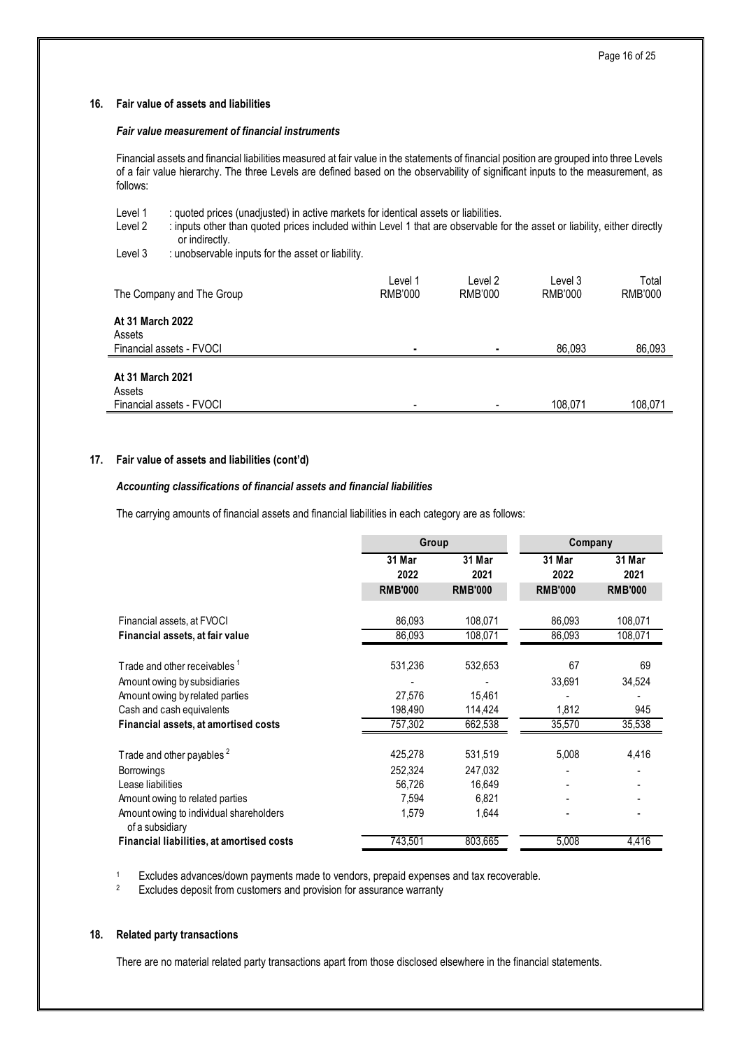## 16. Fair value of assets and liabilities

### *Fair value measurement of financial instruments*

Financial assets and financial liabilities measured at fair value in the statements of financial position are grouped into three Levels of a fair value hierarchy. The three Levels are defined based on the observability of significant inputs to the measurement, as follows:

- Level 1 : quoted prices (unadjusted) in active markets for identical assets or liabilities.
- Level 2 : inputs other than quoted prices included within Level 1 that are observable for the asset or liability, either directly or indirectly.
- Level 3 : unobservable inputs for the asset or liability.

| The Company and The Group | Level 1 RMB'000 | Level 2 RMB'000 | Level 3 RMB'000 | Total RMB'000 |
|---|---|---|---|---|
| **At 31 March 2022** | | | | |
| Assets | | | | |
| Financial assets - FVOCI | - | - | 86,093 | 86,093 |
| **At 31 March 2021** | | | | |
| Assets | | | | |
| Financial assets - FVOCI | - | - | 108,071 | 108,071 |

## 17. Fair value of assets and liabilities (cont'd)

### *Accounting classifications of financial assets and financial liabilities*

The carrying amounts of financial assets and financial liabilities in each category are as follows:

| | Group | | Company | |
|---|---|---|---|---|
| | **31 Mar 2022** | **31 Mar 2021** | **31 Mar 2022** | **31 Mar 2021** |
| | **RMB'000** | **RMB'000** | **RMB'000** | **RMB'000** |
| Financial assets, at FVOCI | 86,093 | 108,071 | 86,093 | 108,071 |
| **Financial assets, at fair value** | 86,093 | 108,071 | 86,093 | 108,071 |
| Trade and other receivables [1] | 531,236 | 532,653 | 67 | 69 |
| Amount owing by subsidiaries | - | - | 33,691 | 34,524 |
| Amount owing by related parties | 27,576 | 15,461 | - | - |
| Cash and cash equivalents | 198,490 | 114,424 | 1,812 | 945 |
| **Financial assets, at amortised costs** | 757,302 | 662,538 | 35,570 | 35,538 |
| Trade and other payables [2] | 425,278 | 531,519 | 5,008 | 4,416 |
| Borrowings | 252,324 | 247,032 | - | - |
| Lease liabilities | 56,726 | 16,649 | - | - |
| Amount owing to related parties | 7,594 | 6,821 | - | - |
| Amount owing to individual shareholders of a subsidiary | 1,579 | 1,644 | - | - |
| **Financial liabilities, at amortised costs** | 743,501 | 803,665 | 5,008 | 4,416 |

[1] Excludes advances/down payments made to vendors, prepaid expenses and tax recoverable.

[2] Excludes deposit from customers and provision for assurance warranty

## 18. Related party transactions

There are no material related party transactions apart from those disclosed elsewhere in the financial statements.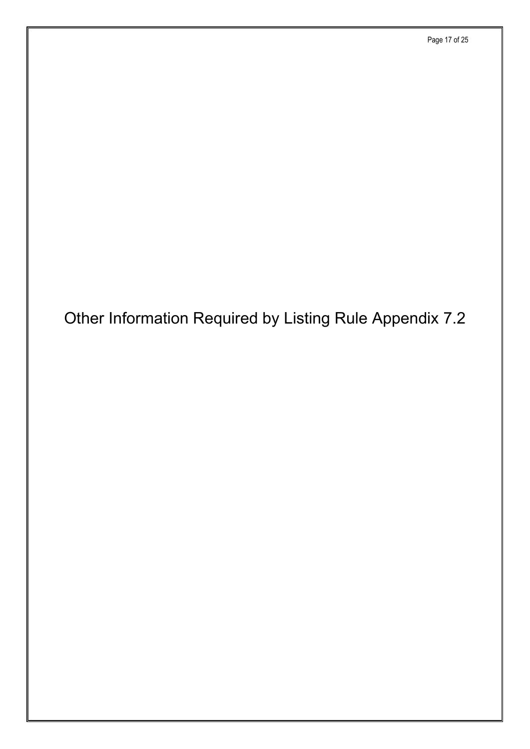# Other Information Required by Listing Rule Appendix 7.2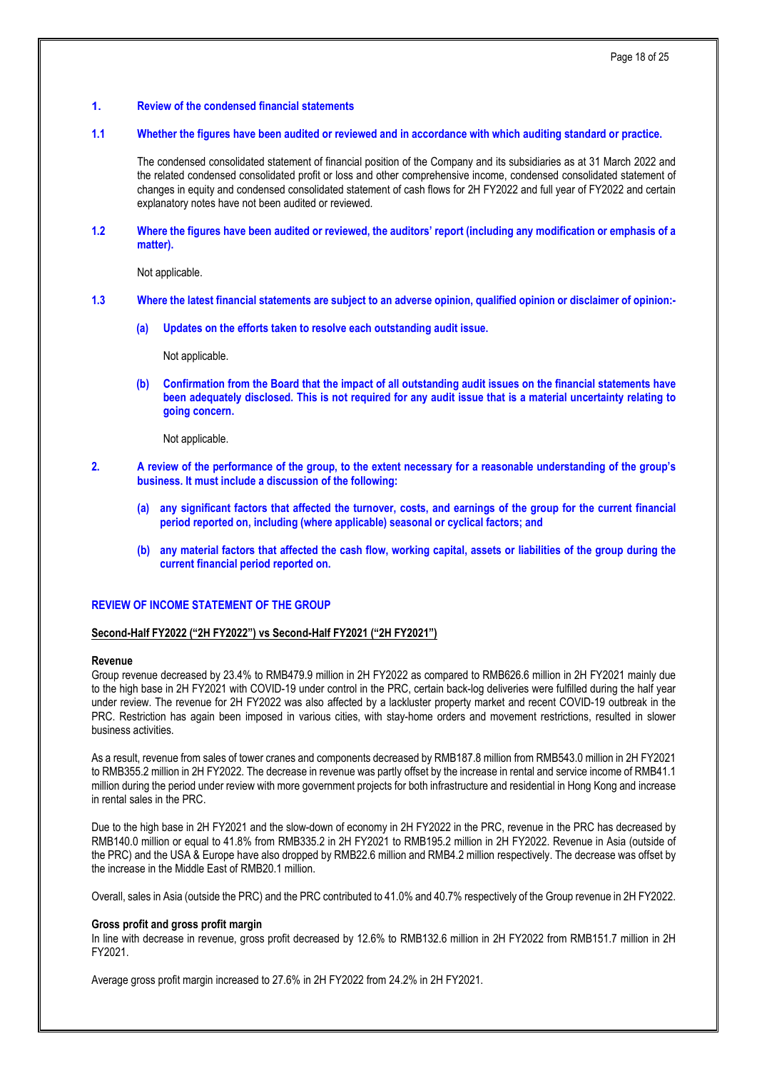## 1. Review of the condensed financial statements

### 1.1 Whether the figures have been audited or reviewed and in accordance with which auditing standard or practice.

The condensed consolidated statement of financial position of the Company and its subsidiaries as at 31 March 2022 and the related condensed consolidated profit or loss and other comprehensive income, condensed consolidated statement of changes in equity and condensed consolidated statement of cash flows for 2H FY2022 and full year of FY2022 and certain explanatory notes have not been audited or reviewed.

### 1.2 Where the figures have been audited or reviewed, the auditors' report (including any modification or emphasis of a matter).

Not applicable.

### 1.3 Where the latest financial statements are subject to an adverse opinion, qualified opinion or disclaimer of opinion:-

**(a) Updates on the efforts taken to resolve each outstanding audit issue.**

Not applicable.

**(b) Confirmation from the Board that the impact of all outstanding audit issues on the financial statements have been adequately disclosed. This is not required for any audit issue that is a material uncertainty relating to going concern.**

Not applicable.

## 2. A review of the performance of the group, to the extent necessary for a reasonable understanding of the group's business. It must include a discussion of the following:

**(a) any significant factors that affected the turnover, costs, and earnings of the group for the current financial period reported on, including (where applicable) seasonal or cyclical factors; and**

**(b) any material factors that affected the cash flow, working capital, assets or liabilities of the group during the current financial period reported on.**

## REVIEW OF INCOME STATEMENT OF THE GROUP

**<u>Second-Half FY2022 ("2H FY2022") vs Second-Half FY2021 ("2H FY2021")</u>**

**Revenue**

Group revenue decreased by 23.4% to RMB479.9 million in 2H FY2022 as compared to RMB626.6 million in 2H FY2021 mainly due to the high base in 2H FY2021 with COVID-19 under control in the PRC, certain back-log deliveries were fulfilled during the half year under review. The revenue for 2H FY2022 was also affected by a lackluster property market and recent COVID-19 outbreak in the PRC. Restriction has again been imposed in various cities, with stay-home orders and movement restrictions, resulted in slower business activities.

As a result, revenue from sales of tower cranes and components decreased by RMB187.8 million from RMB543.0 million in 2H FY2021 to RMB355.2 million in 2H FY2022. The decrease in revenue was partly offset by the increase in rental and service income of RMB41.1 million during the period under review with more government projects for both infrastructure and residential in Hong Kong and increase in rental sales in the PRC.

Due to the high base in 2H FY2021 and the slow-down of economy in 2H FY2022 in the PRC, revenue in the PRC has decreased by RMB140.0 million or equal to 41.8% from RMB335.2 in 2H FY2021 to RMB195.2 million in 2H FY2022. Revenue in Asia (outside of the PRC) and the USA & Europe have also dropped by RMB22.6 million and RMB4.2 million respectively. The decrease was offset by the increase in the Middle East of RMB20.1 million.

Overall, sales in Asia (outside the PRC) and the PRC contributed to 41.0% and 40.7% respectively of the Group revenue in 2H FY2022.

**Gross profit and gross profit margin**

In line with decrease in revenue, gross profit decreased by 12.6% to RMB132.6 million in 2H FY2022 from RMB151.7 million in 2H FY2021.

Average gross profit margin increased to 27.6% in 2H FY2022 from 24.2% in 2H FY2021.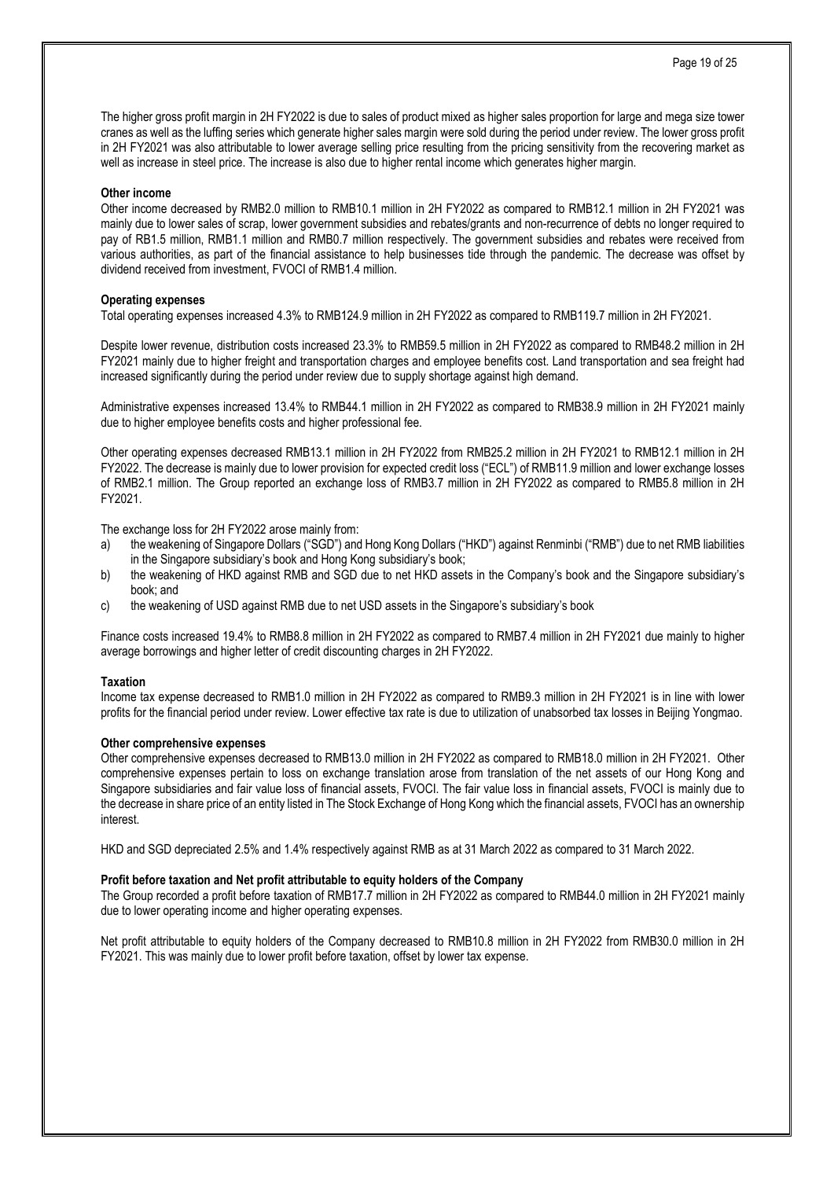The higher gross profit margin in 2H FY2022 is due to sales of product mixed as higher sales proportion for large and mega size tower cranes as well as the luffing series which generate higher sales margin were sold during the period under review. The lower gross profit in 2H FY2021 was also attributable to lower average selling price resulting from the pricing sensitivity from the recovering market as well as increase in steel price. The increase is also due to higher rental income which generates higher margin.

**Other income**

Other income decreased by RMB2.0 million to RMB10.1 million in 2H FY2022 as compared to RMB12.1 million in 2H FY2021 was mainly due to lower sales of scrap, lower government subsidies and rebates/grants and non-recurrence of debts no longer required to pay of RB1.5 million, RMB1.1 million and RMB0.7 million respectively. The government subsidies and rebates were received from various authorities, as part of the financial assistance to help businesses tide through the pandemic. The decrease was offset by dividend received from investment, FVOCI of RMB1.4 million.

**Operating expenses**

Total operating expenses increased 4.3% to RMB124.9 million in 2H FY2022 as compared to RMB119.7 million in 2H FY2021.

Despite lower revenue, distribution costs increased 23.3% to RMB59.5 million in 2H FY2022 as compared to RMB48.2 million in 2H FY2021 mainly due to higher freight and transportation charges and employee benefits cost. Land transportation and sea freight had increased significantly during the period under review due to supply shortage against high demand.

Administrative expenses increased 13.4% to RMB44.1 million in 2H FY2022 as compared to RMB38.9 million in 2H FY2021 mainly due to higher employee benefits costs and higher professional fee.

Other operating expenses decreased RMB13.1 million in 2H FY2022 from RMB25.2 million in 2H FY2021 to RMB12.1 million in 2H FY2022. The decrease is mainly due to lower provision for expected credit loss ("ECL") of RMB11.9 million and lower exchange losses of RMB2.1 million. The Group reported an exchange loss of RMB3.7 million in 2H FY2022 as compared to RMB5.8 million in 2H FY2021.

The exchange loss for 2H FY2022 arose mainly from:

a) the weakening of Singapore Dollars ("SGD") and Hong Kong Dollars ("HKD") against Renminbi ("RMB") due to net RMB liabilities in the Singapore subsidiary's book and Hong Kong subsidiary's book;
b) the weakening of HKD against RMB and SGD due to net HKD assets in the Company's book and the Singapore subsidiary's book; and
c) the weakening of USD against RMB due to net USD assets in the Singapore's subsidiary's book

Finance costs increased 19.4% to RMB8.8 million in 2H FY2022 as compared to RMB7.4 million in 2H FY2021 due mainly to higher average borrowings and higher letter of credit discounting charges in 2H FY2022.

**Taxation**

Income tax expense decreased to RMB1.0 million in 2H FY2022 as compared to RMB9.3 million in 2H FY2021 is in line with lower profits for the financial period under review. Lower effective tax rate is due to utilization of unabsorbed tax losses in Beijing Yongmao.

**Other comprehensive expenses**

Other comprehensive expenses decreased to RMB13.0 million in 2H FY2022 as compared to RMB18.0 million in 2H FY2021. Other comprehensive expenses pertain to loss on exchange translation arose from translation of the net assets of our Hong Kong and Singapore subsidiaries and fair value loss of financial assets, FVOCI. The fair value loss in financial assets, FVOCI is mainly due to the decrease in share price of an entity listed in The Stock Exchange of Hong Kong which the financial assets, FVOCI has an ownership interest.

HKD and SGD depreciated 2.5% and 1.4% respectively against RMB as at 31 March 2022 as compared to 31 March 2022.

**Profit before taxation and Net profit attributable to equity holders of the Company**

The Group recorded a profit before taxation of RMB17.7 million in 2H FY2022 as compared to RMB44.0 million in 2H FY2021 mainly due to lower operating income and higher operating expenses.

Net profit attributable to equity holders of the Company decreased to RMB10.8 million in 2H FY2022 from RMB30.0 million in 2H FY2021. This was mainly due to lower profit before taxation, offset by lower tax expense.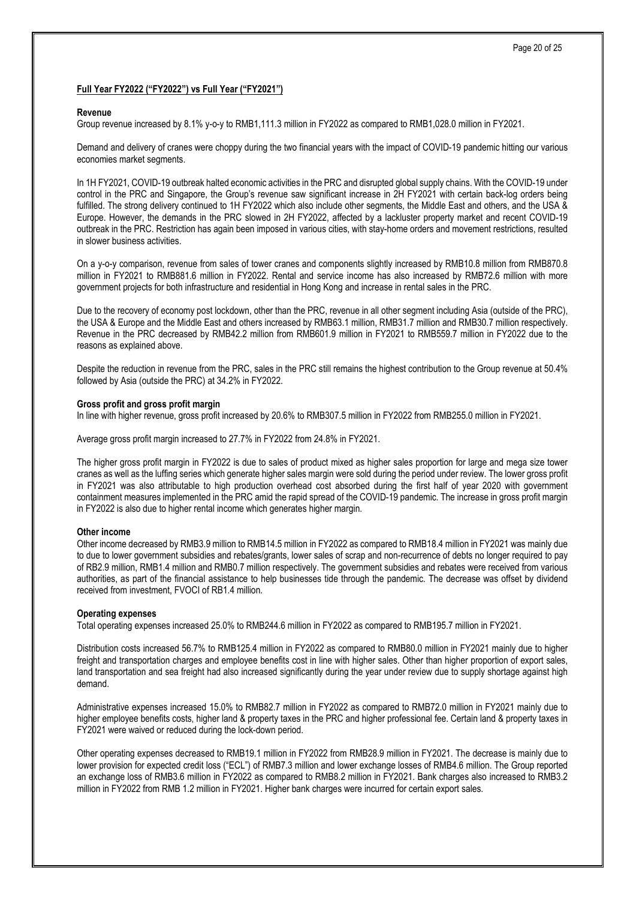## Full Year FY2022 ("FY2022") vs Full Year ("FY2021")

### Revenue

Group revenue increased by 8.1% y-o-y to RMB1,111.3 million in FY2022 as compared to RMB1,028.0 million in FY2021.

Demand and delivery of cranes were choppy during the two financial years with the impact of COVID-19 pandemic hitting our various economies market segments.

In 1H FY2021, COVID-19 outbreak halted economic activities in the PRC and disrupted global supply chains. With the COVID-19 under control in the PRC and Singapore, the Group's revenue saw significant increase in 2H FY2021 with certain back-log orders being fulfilled. The strong delivery continued to 1H FY2022 which also include other segments, the Middle East and others, and the USA & Europe. However, the demands in the PRC slowed in 2H FY2022, affected by a lackluster property market and recent COVID-19 outbreak in the PRC. Restriction has again been imposed in various cities, with stay-home orders and movement restrictions, resulted in slower business activities.

On a y-o-y comparison, revenue from sales of tower cranes and components slightly increased by RMB10.8 million from RMB870.8 million in FY2021 to RMB881.6 million in FY2022. Rental and service income has also increased by RMB72.6 million with more government projects for both infrastructure and residential in Hong Kong and increase in rental sales in the PRC.

Due to the recovery of economy post lockdown, other than the PRC, revenue in all other segment including Asia (outside of the PRC), the USA & Europe and the Middle East and others increased by RMB63.1 million, RMB31.7 million and RMB30.7 million respectively. Revenue in the PRC decreased by RMB42.2 million from RMB601.9 million in FY2021 to RMB559.7 million in FY2022 due to the reasons as explained above.

Despite the reduction in revenue from the PRC, sales in the PRC still remains the highest contribution to the Group revenue at 50.4% followed by Asia (outside the PRC) at 34.2% in FY2022.

### Gross profit and gross profit margin

In line with higher revenue, gross profit increased by 20.6% to RMB307.5 million in FY2022 from RMB255.0 million in FY2021.

Average gross profit margin increased to 27.7% in FY2022 from 24.8% in FY2021.

The higher gross profit margin in FY2022 is due to sales of product mixed as higher sales proportion for large and mega size tower cranes as well as the luffing series which generate higher sales margin were sold during the period under review. The lower gross profit in FY2021 was also attributable to high production overhead cost absorbed during the first half of year 2020 with government containment measures implemented in the PRC amid the rapid spread of the COVID-19 pandemic. The increase in gross profit margin in FY2022 is also due to higher rental income which generates higher margin.

### Other income

Other income decreased by RMB3.9 million to RMB14.5 million in FY2022 as compared to RMB18.4 million in FY2021 was mainly due to due to lower government subsidies and rebates/grants, lower sales of scrap and non-recurrence of debts no longer required to pay of RB2.9 million, RMB1.4 million and RMB0.7 million respectively. The government subsidies and rebates were received from various authorities, as part of the financial assistance to help businesses tide through the pandemic. The decrease was offset by dividend received from investment, FVOCI of RB1.4 million.

### Operating expenses

Total operating expenses increased 25.0% to RMB244.6 million in FY2022 as compared to RMB195.7 million in FY2021.

Distribution costs increased 56.7% to RMB125.4 million in FY2022 as compared to RMB80.0 million in FY2021 mainly due to higher freight and transportation charges and employee benefits cost in line with higher sales. Other than higher proportion of export sales, land transportation and sea freight had also increased significantly during the year under review due to supply shortage against high demand.

Administrative expenses increased 15.0% to RMB82.7 million in FY2022 as compared to RMB72.0 million in FY2021 mainly due to higher employee benefits costs, higher land & property taxes in the PRC and higher professional fee. Certain land & property taxes in FY2021 were waived or reduced during the lock-down period.

Other operating expenses decreased to RMB19.1 million in FY2022 from RMB28.9 million in FY2021. The decrease is mainly due to lower provision for expected credit loss ("ECL") of RMB7.3 million and lower exchange losses of RMB4.6 million. The Group reported an exchange loss of RMB3.6 million in FY2022 as compared to RMB8.2 million in FY2021. Bank charges also increased to RMB3.2 million in FY2022 from RMB 1.2 million in FY2021. Higher bank charges were incurred for certain export sales.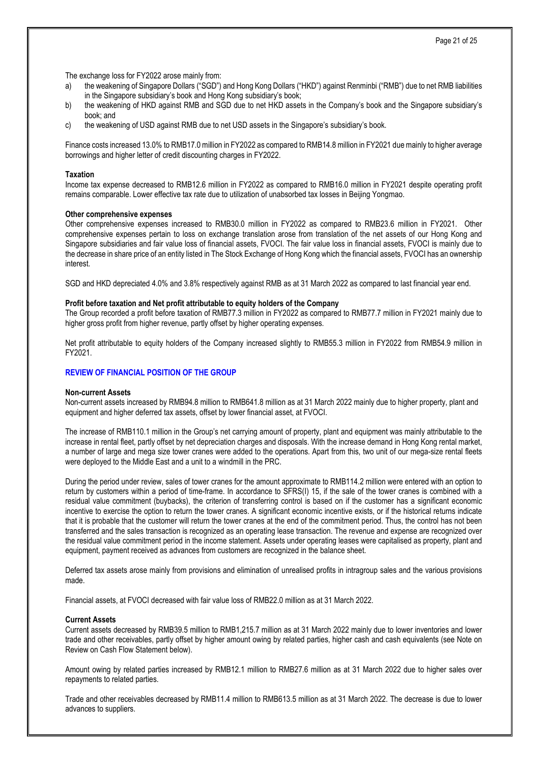The exchange loss for FY2022 arose mainly from:

a) the weakening of Singapore Dollars ("SGD") and Hong Kong Dollars ("HKD") against Renminbi ("RMB") due to net RMB liabilities in the Singapore subsidiary's book and Hong Kong subsidiary's book;
b) the weakening of HKD against RMB and SGD due to net HKD assets in the Company's book and the Singapore subsidiary's book; and
c) the weakening of USD against RMB due to net USD assets in the Singapore's subsidiary's book.

Finance costs increased 13.0% to RMB17.0 million in FY2022 as compared to RMB14.8 million in FY2021 due mainly to higher average borrowings and higher letter of credit discounting charges in FY2022.

**Taxation**

Income tax expense decreased to RMB12.6 million in FY2022 as compared to RMB16.0 million in FY2021 despite operating profit remains comparable. Lower effective tax rate due to utilization of unabsorbed tax losses in Beijing Yongmao.

**Other comprehensive expenses**

Other comprehensive expenses increased to RMB30.0 million in FY2022 as compared to RMB23.6 million in FY2021. Other comprehensive expenses pertain to loss on exchange translation arose from translation of the net assets of our Hong Kong and Singapore subsidiaries and fair value loss of financial assets, FVOCI. The fair value loss in financial assets, FVOCI is mainly due to the decrease in share price of an entity listed in The Stock Exchange of Hong Kong which the financial assets, FVOCI has an ownership interest.

SGD and HKD depreciated 4.0% and 3.8% respectively against RMB as at 31 March 2022 as compared to last financial year end.

**Profit before taxation and Net profit attributable to equity holders of the Company**

The Group recorded a profit before taxation of RMB77.3 million in FY2022 as compared to RMB77.7 million in FY2021 mainly due to higher gross profit from higher revenue, partly offset by higher operating expenses.

Net profit attributable to equity holders of the Company increased slightly to RMB55.3 million in FY2022 from RMB54.9 million in FY2021.

## REVIEW OF FINANCIAL POSITION OF THE GROUP

**Non-current Assets**

Non-current assets increased by RMB94.8 million to RMB641.8 million as at 31 March 2022 mainly due to higher property, plant and equipment and higher deferred tax assets, offset by lower financial asset, at FVOCI.

The increase of RMB110.1 million in the Group's net carrying amount of property, plant and equipment was mainly attributable to the increase in rental fleet, partly offset by net depreciation charges and disposals. With the increase demand in Hong Kong rental market, a number of large and mega size tower cranes were added to the operations. Apart from this, two unit of our mega-size rental fleets were deployed to the Middle East and a unit to a windmill in the PRC.

During the period under review, sales of tower cranes for the amount approximate to RMB114.2 million were entered with an option to return by customers within a period of time-frame. In accordance to SFRS(I) 15, if the sale of the tower cranes is combined with a residual value commitment (buybacks), the criterion of transferring control is based on if the customer has a significant economic incentive to exercise the option to return the tower cranes. A significant economic incentive exists, or if the historical returns indicate that it is probable that the customer will return the tower cranes at the end of the commitment period. Thus, the control has not been transferred and the sales transaction is recognized as an operating lease transaction. The revenue and expense are recognized over the residual value commitment period in the income statement. Assets under operating leases were capitalised as property, plant and equipment, payment received as advances from customers are recognized in the balance sheet.

Deferred tax assets arose mainly from provisions and elimination of unrealised profits in intragroup sales and the various provisions made.

Financial assets, at FVOCI decreased with fair value loss of RMB22.0 million as at 31 March 2022.

**Current Assets**

Current assets decreased by RMB39.5 million to RMB1,215.7 million as at 31 March 2022 mainly due to lower inventories and lower trade and other receivables, partly offset by higher amount owing by related parties, higher cash and cash equivalents (see Note on Review on Cash Flow Statement below).

Amount owing by related parties increased by RMB12.1 million to RMB27.6 million as at 31 March 2022 due to higher sales over repayments to related parties.

Trade and other receivables decreased by RMB11.4 million to RMB613.5 million as at 31 March 2022. The decrease is due to lower advances to suppliers.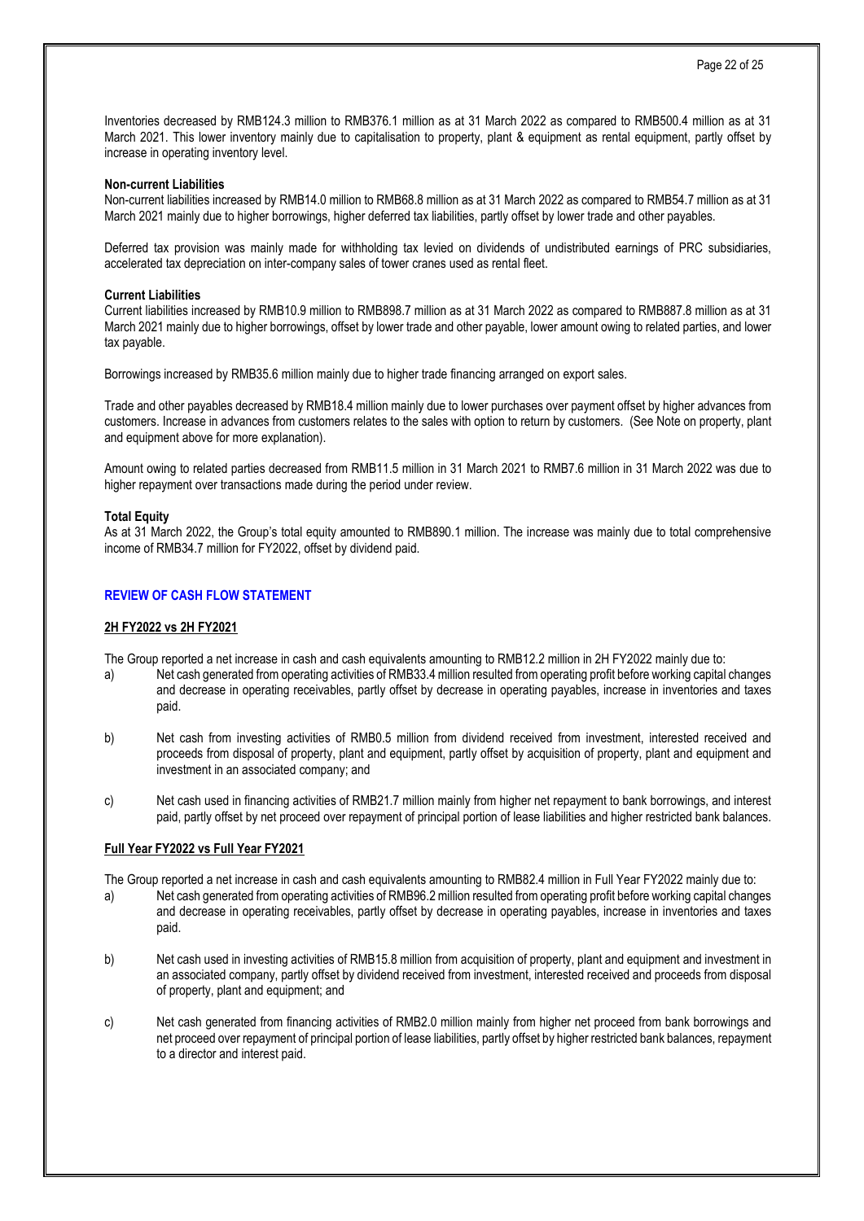Inventories decreased by RMB124.3 million to RMB376.1 million as at 31 March 2022 as compared to RMB500.4 million as at 31 March 2021. This lower inventory mainly due to capitalisation to property, plant & equipment as rental equipment, partly offset by increase in operating inventory level.

**Non-current Liabilities**

Non-current liabilities increased by RMB14.0 million to RMB68.8 million as at 31 March 2022 as compared to RMB54.7 million as at 31 March 2021 mainly due to higher borrowings, higher deferred tax liabilities, partly offset by lower trade and other payables.

Deferred tax provision was mainly made for withholding tax levied on dividends of undistributed earnings of PRC subsidiaries, accelerated tax depreciation on inter-company sales of tower cranes used as rental fleet.

**Current Liabilities**

Current liabilities increased by RMB10.9 million to RMB898.7 million as at 31 March 2022 as compared to RMB887.8 million as at 31 March 2021 mainly due to higher borrowings, offset by lower trade and other payable, lower amount owing to related parties, and lower tax payable.

Borrowings increased by RMB35.6 million mainly due to higher trade financing arranged on export sales.

Trade and other payables decreased by RMB18.4 million mainly due to lower purchases over payment offset by higher advances from customers. Increase in advances from customers relates to the sales with option to return by customers. (See Note on property, plant and equipment above for more explanation).

Amount owing to related parties decreased from RMB11.5 million in 31 March 2021 to RMB7.6 million in 31 March 2022 was due to higher repayment over transactions made during the period under review.

**Total Equity**

As at 31 March 2022, the Group's total equity amounted to RMB890.1 million. The increase was mainly due to total comprehensive income of RMB34.7 million for FY2022, offset by dividend paid.

## REVIEW OF CASH FLOW STATEMENT

### 2H FY2022 vs 2H FY2021

The Group reported a net increase in cash and cash equivalents amounting to RMB12.2 million in 2H FY2022 mainly due to:

a) Net cash generated from operating activities of RMB33.4 million resulted from operating profit before working capital changes and decrease in operating receivables, partly offset by decrease in operating payables, increase in inventories and taxes paid.

b) Net cash from investing activities of RMB0.5 million from dividend received from investment, interested received and proceeds from disposal of property, plant and equipment, partly offset by acquisition of property, plant and equipment and investment in an associated company; and

c) Net cash used in financing activities of RMB21.7 million mainly from higher net repayment to bank borrowings, and interest paid, partly offset by net proceed over repayment of principal portion of lease liabilities and higher restricted bank balances.

### Full Year FY2022 vs Full Year FY2021

The Group reported a net increase in cash and cash equivalents amounting to RMB82.4 million in Full Year FY2022 mainly due to:

a) Net cash generated from operating activities of RMB96.2 million resulted from operating profit before working capital changes and decrease in operating receivables, partly offset by decrease in operating payables, increase in inventories and taxes paid.

b) Net cash used in investing activities of RMB15.8 million from acquisition of property, plant and equipment and investment in an associated company, partly offset by dividend received from investment, interested received and proceeds from disposal of property, plant and equipment; and

c) Net cash generated from financing activities of RMB2.0 million mainly from higher net proceed from bank borrowings and net proceed over repayment of principal portion of lease liabilities, partly offset by higher restricted bank balances, repayment to a director and interest paid.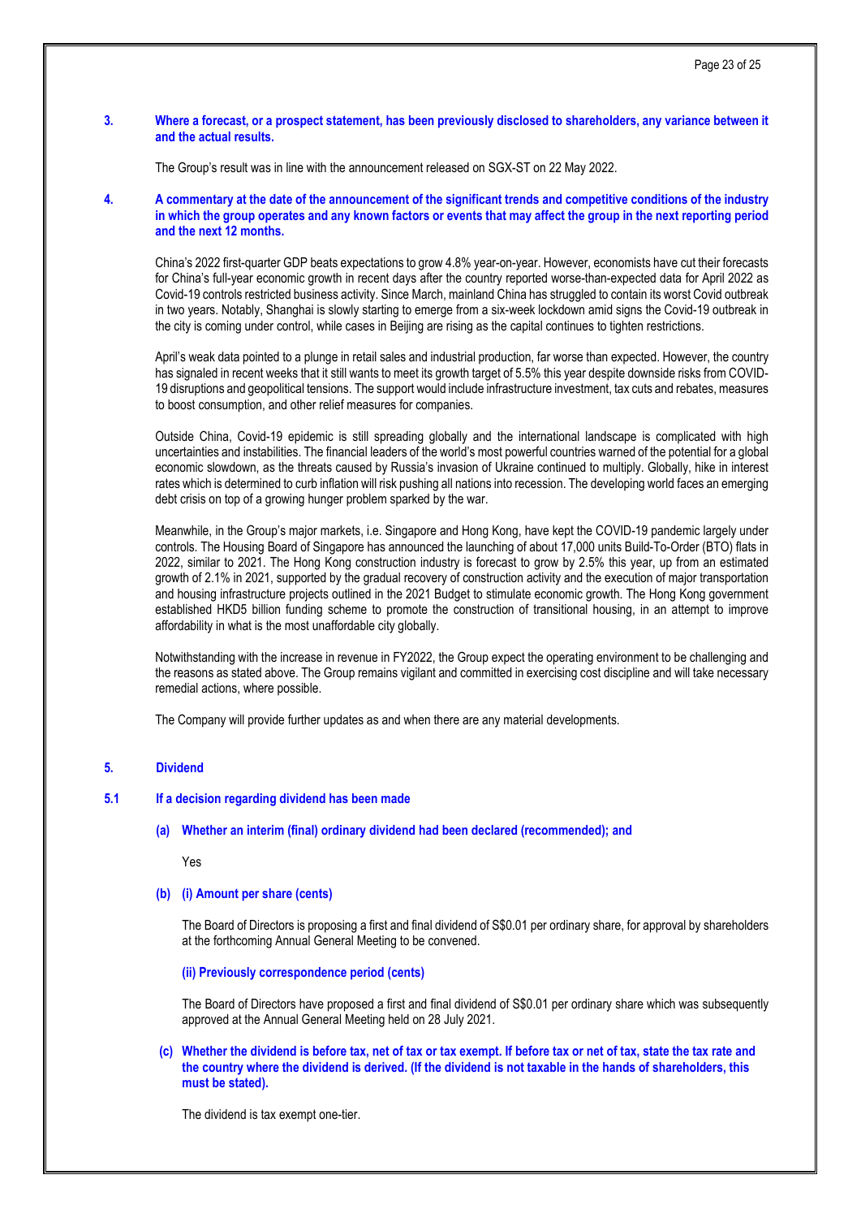**3. Where a forecast, or a prospect statement, has been previously disclosed to shareholders, any variance between it and the actual results.**

The Group's result was in line with the announcement released on SGX-ST on 22 May 2022.

**4. A commentary at the date of the announcement of the significant trends and competitive conditions of the industry in which the group operates and any known factors or events that may affect the group in the next reporting period and the next 12 months.**

China's 2022 first-quarter GDP beats expectations to grow 4.8% year-on-year. However, economists have cut their forecasts for China's full-year economic growth in recent days after the country reported worse-than-expected data for April 2022 as Covid-19 controls restricted business activity. Since March, mainland China has struggled to contain its worst Covid outbreak in two years. Notably, Shanghai is slowly starting to emerge from a six-week lockdown amid signs the Covid-19 outbreak in the city is coming under control, while cases in Beijing are rising as the capital continues to tighten restrictions.

April's weak data pointed to a plunge in retail sales and industrial production, far worse than expected. However, the country has signaled in recent weeks that it still wants to meet its growth target of 5.5% this year despite downside risks from COVID-19 disruptions and geopolitical tensions. The support would include infrastructure investment, tax cuts and rebates, measures to boost consumption, and other relief measures for companies.

Outside China, Covid-19 epidemic is still spreading globally and the international landscape is complicated with high uncertainties and instabilities. The financial leaders of the world's most powerful countries warned of the potential for a global economic slowdown, as the threats caused by Russia's invasion of Ukraine continued to multiply. Globally, hike in interest rates which is determined to curb inflation will risk pushing all nations into recession. The developing world faces an emerging debt crisis on top of a growing hunger problem sparked by the war.

Meanwhile, in the Group's major markets, i.e. Singapore and Hong Kong, have kept the COVID-19 pandemic largely under controls. The Housing Board of Singapore has announced the launching of about 17,000 units Build-To-Order (BTO) flats in 2022, similar to 2021. The Hong Kong construction industry is forecast to grow by 2.5% this year, up from an estimated growth of 2.1% in 2021, supported by the gradual recovery of construction activity and the execution of major transportation and housing infrastructure projects outlined in the 2021 Budget to stimulate economic growth. The Hong Kong government established HKD5 billion funding scheme to promote the construction of transitional housing, in an attempt to improve affordability in what is the most unaffordable city globally.

Notwithstanding with the increase in revenue in FY2022, the Group expect the operating environment to be challenging and the reasons as stated above. The Group remains vigilant and committed in exercising cost discipline and will take necessary remedial actions, where possible.

The Company will provide further updates as and when there are any material developments.

**5. Dividend**

**5.1 If a decision regarding dividend has been made**

**(a) Whether an interim (final) ordinary dividend had been declared (recommended); and**

Yes

**(b) (i) Amount per share (cents)**

The Board of Directors is proposing a first and final dividend of S$0.01 per ordinary share, for approval by shareholders at the forthcoming Annual General Meeting to be convened.

**(ii) Previously correspondence period (cents)**

The Board of Directors have proposed a first and final dividend of S$0.01 per ordinary share which was subsequently approved at the Annual General Meeting held on 28 July 2021.

**(c) Whether the dividend is before tax, net of tax or tax exempt. If before tax or net of tax, state the tax rate and the country where the dividend is derived. (If the dividend is not taxable in the hands of shareholders, this must be stated).**

The dividend is tax exempt one-tier.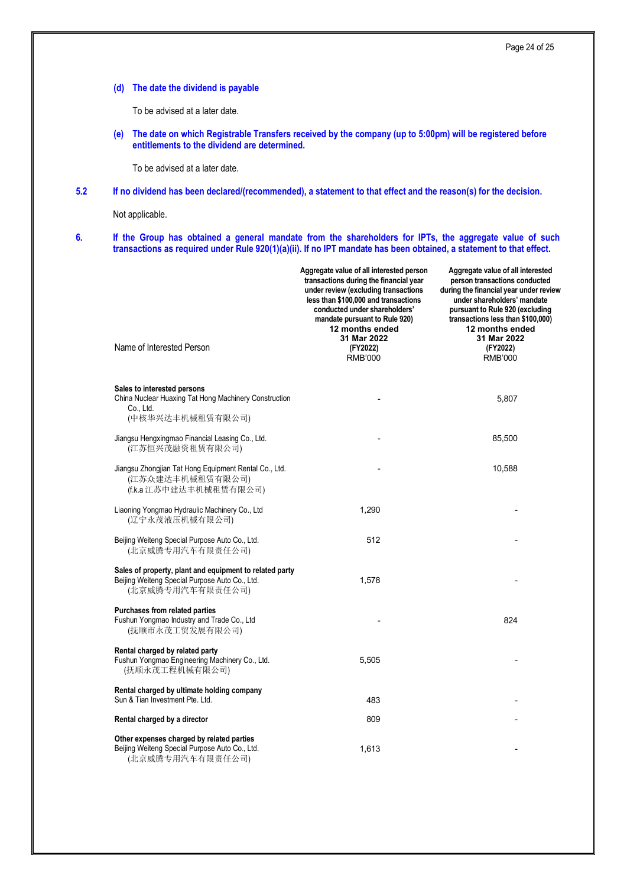**(d) The date the dividend is payable**

To be advised at a later date.

**(e) The date on which Registrable Transfers received by the company (up to 5:00pm) will be registered before entitlements to the dividend are determined.**

To be advised at a later date.

**5.2 If no dividend has been declared/(recommended), a statement to that effect and the reason(s) for the decision.**

Not applicable.

**6. If the Group has obtained a general mandate from the shareholders for IPTs, the aggregate value of such transactions as required under Rule 920(1)(a)(ii). If no IPT mandate has been obtained, a statement to that effect.**

| Name of Interested Person | Aggregate value of all interested person transactions during the financial year under review (excluding transactions less than $100,000 and transactions conducted under shareholders' mandate pursuant to Rule 920) 12 months ended 31 Mar 2022 (FY2022) RMB'000 | Aggregate value of all interested person transactions conducted during the financial year under review under shareholders' mandate pursuant to Rule 920 (excluding transactions less than $100,000) 12 months ended 31 Mar 2022 (FY2022) RMB'000 |
|---|---|---|
| **Sales to interested persons** | | |
| China Nuclear Huaxing Tat Hong Machinery Construction Co., Ltd. (中核华兴达丰机械租赁有限公司) | - | 5,807 |
| Jiangsu Hengxingmao Financial Leasing Co., Ltd. (江苏恒兴茂融资租赁有限公司) | - | 85,500 |
| Jiangsu Zhongjian Tat Hong Equipment Rental Co., Ltd. (江苏众建达丰机械租赁有限公司) (f.k.a 江苏中建达丰机械租赁有限公司) | - | 10,588 |
| Liaoning Yongmao Hydraulic Machinery Co., Ltd (辽宁永茂液压机械有限公司) | 1,290 | - |
| Beijing Weiteng Special Purpose Auto Co., Ltd. (北京威腾专用汽车有限责任公司) | 512 | - |
| **Sales of property, plant and equipment to related party** | | |
| Beijing Weiteng Special Purpose Auto Co., Ltd. (北京威腾专用汽车有限责任公司) | 1,578 | - |
| **Purchases from related parties** | | |
| Fushun Yongmao Industry and Trade Co., Ltd (抚顺市永茂工贸发展有限公司) | - | 824 |
| **Rental charged by related party** | | |
| Fushun Yongmao Engineering Machinery Co., Ltd. (抚顺永茂工程机械有限公司) | 5,505 | - |
| **Rental charged by ultimate holding company** | | |
| Sun & Tian Investment Pte. Ltd. | 483 | - |
| **Rental charged by a director** | 809 | - |
| **Other expenses charged by related parties** | | |
| Beijing Weiteng Special Purpose Auto Co., Ltd. (北京威腾专用汽车有限责任公司) | 1,613 | - |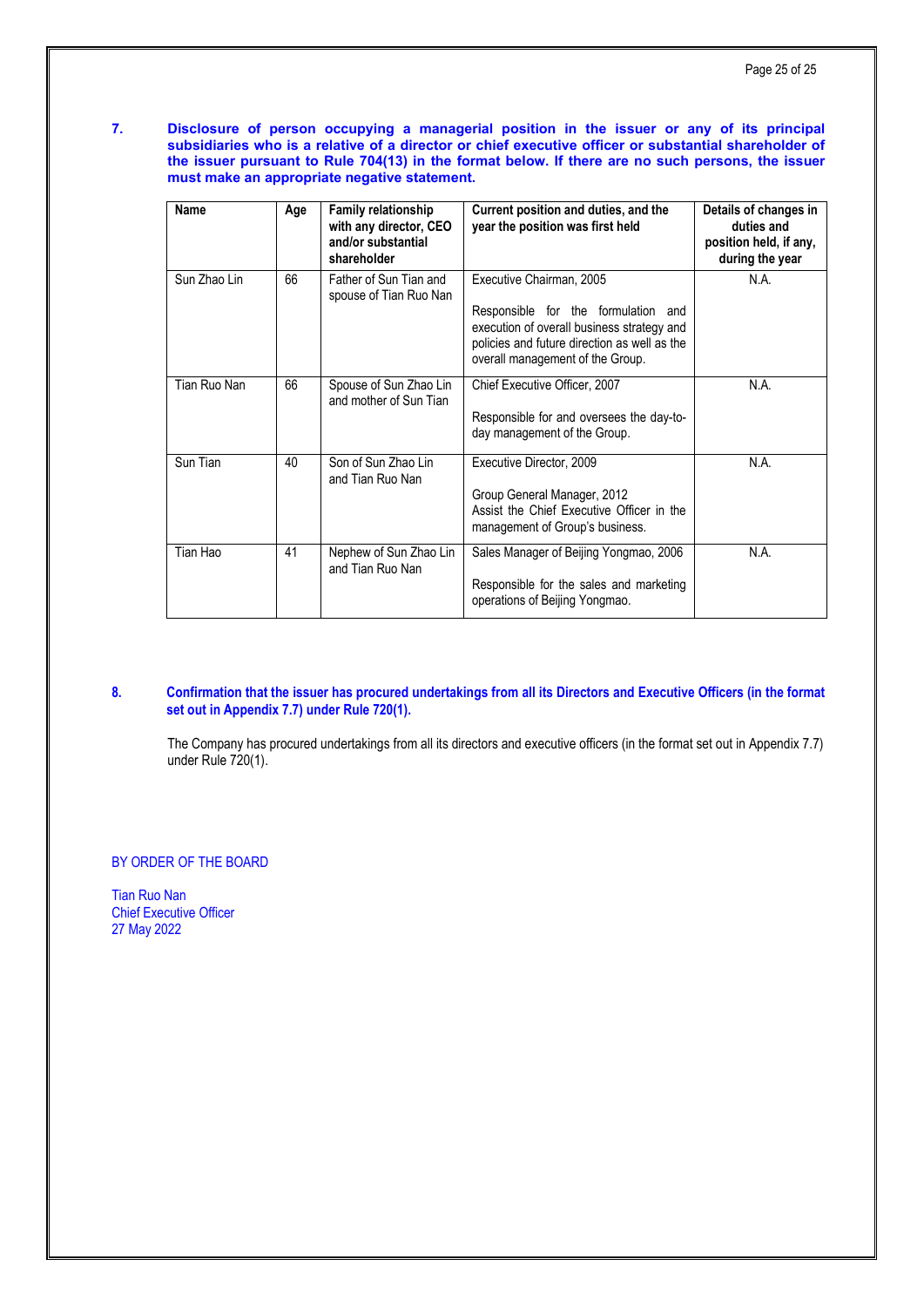**7. Disclosure of person occupying a managerial position in the issuer or any of its principal subsidiaries who is a relative of a director or chief executive officer or substantial shareholder of the issuer pursuant to Rule 704(13) in the format below. If there are no such persons, the issuer must make an appropriate negative statement.**

| Name | Age | Family relationship with any director, CEO and/or substantial shareholder | Current position and duties, and the year the position was first held | Details of changes in duties and position held, if any, during the year |
|---|---|---|---|---|
| Sun Zhao Lin | 66 | Father of Sun Tian and spouse of Tian Ruo Nan | Executive Chairman, 2005<br><br>Responsible for the formulation and execution of overall business strategy and policies and future direction as well as the overall management of the Group. | N.A. |
| Tian Ruo Nan | 66 | Spouse of Sun Zhao Lin and mother of Sun Tian | Chief Executive Officer, 2007<br><br>Responsible for and oversees the day-to-day management of the Group. | N.A. |
| Sun Tian | 40 | Son of Sun Zhao Lin and Tian Ruo Nan | Executive Director, 2009<br><br>Group General Manager, 2012<br>Assist the Chief Executive Officer in the management of Group's business. | N.A. |
| Tian Hao | 41 | Nephew of Sun Zhao Lin and Tian Ruo Nan | Sales Manager of Beijing Yongmao, 2006<br><br>Responsible for the sales and marketing operations of Beijing Yongmao. | N.A. |

**8. Confirmation that the issuer has procured undertakings from all its Directors and Executive Officers (in the format set out in Appendix 7.7) under Rule 720(1).**

The Company has procured undertakings from all its directors and executive officers (in the format set out in Appendix 7.7) under Rule 720(1).

BY ORDER OF THE BOARD

Tian Ruo Nan
Chief Executive Officer
27 May 2022